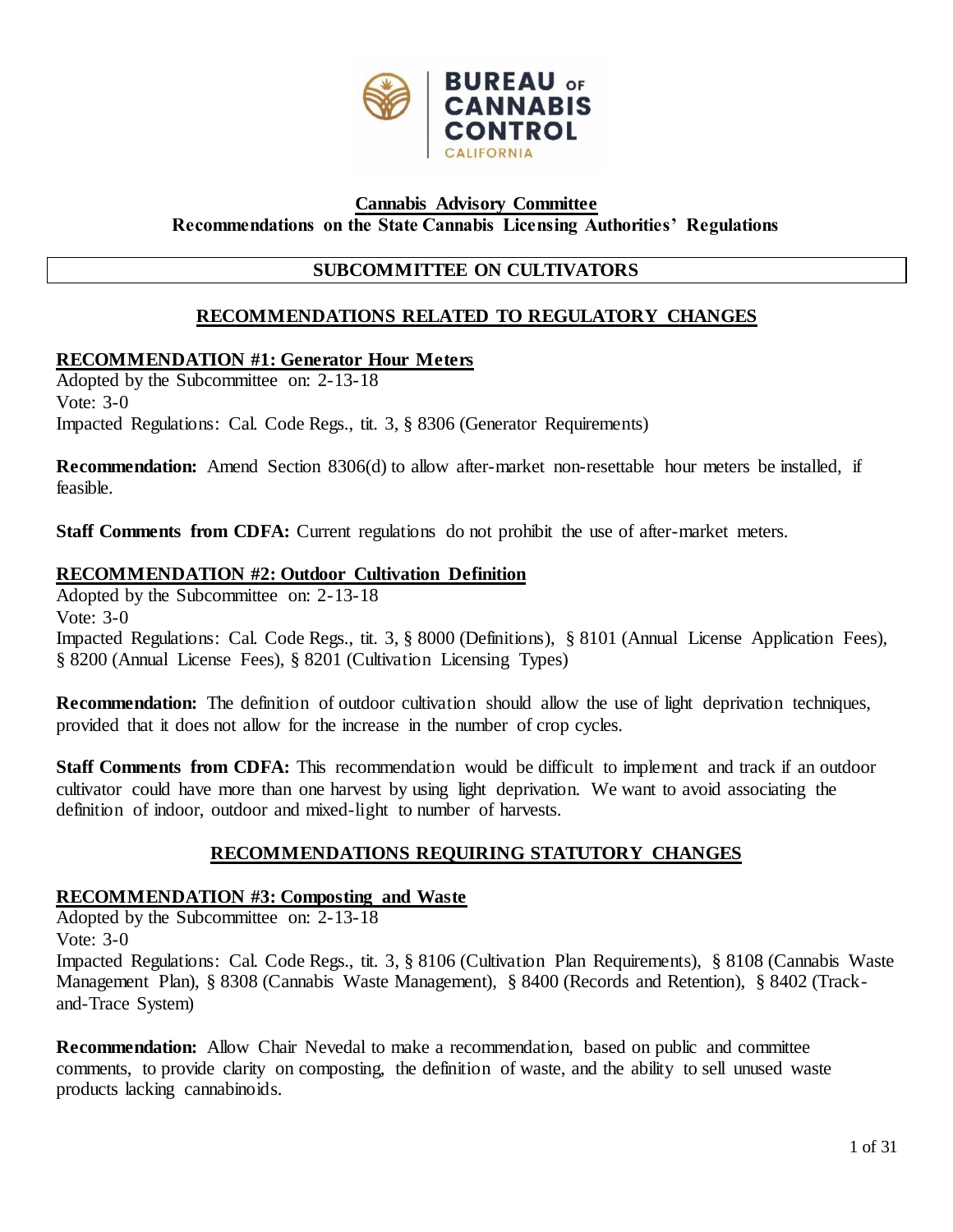**BUREAU of CANNABIS CONTROL**
CALIFORNIA

# Cannabis Advisory Committee
## Recommendations on the State Cannabis Licensing Authorities' Regulations

## SUBCOMMITTEE ON CULTIVATORS

### RECOMMENDATIONS RELATED TO REGULATORY CHANGES

**RECOMMENDATION #1: Generator Hour Meters**

Adopted by the Subcommittee on: 2-13-18
Vote: 3-0
Impacted Regulations: Cal. Code Regs., tit. 3, § 8306 (Generator Requirements)

**Recommendation:** Amend Section 8306(d) to allow after-market non-resettable hour meters be installed, if feasible.

**Staff Comments from CDFA:** Current regulations do not prohibit the use of after-market meters.

**RECOMMENDATION #2: Outdoor Cultivation Definition**

Adopted by the Subcommittee on: 2-13-18
Vote: 3-0
Impacted Regulations: Cal. Code Regs., tit. 3, § 8000 (Definitions), § 8101 (Annual License Application Fees), § 8200 (Annual License Fees), § 8201 (Cultivation Licensing Types)

**Recommendation:** The definition of outdoor cultivation should allow the use of light deprivation techniques, provided that it does not allow for the increase in the number of crop cycles.

**Staff Comments from CDFA:** This recommendation would be difficult to implement and track if an outdoor cultivator could have more than one harvest by using light deprivation. We want to avoid associating the definition of indoor, outdoor and mixed-light to number of harvests.

### RECOMMENDATIONS REQUIRING STATUTORY CHANGES

**RECOMMENDATION #3: Composting and Waste**

Adopted by the Subcommittee on: 2-13-18
Vote: 3-0
Impacted Regulations: Cal. Code Regs., tit. 3, § 8106 (Cultivation Plan Requirements), § 8108 (Cannabis Waste Management Plan), § 8308 (Cannabis Waste Management), § 8400 (Records and Retention), § 8402 (Track-and-Trace System)

**Recommendation:** Allow Chair Nevedal to make a recommendation, based on public and committee comments, to provide clarity on composting, the definition of waste, and the ability to sell unused waste products lacking cannabinoids.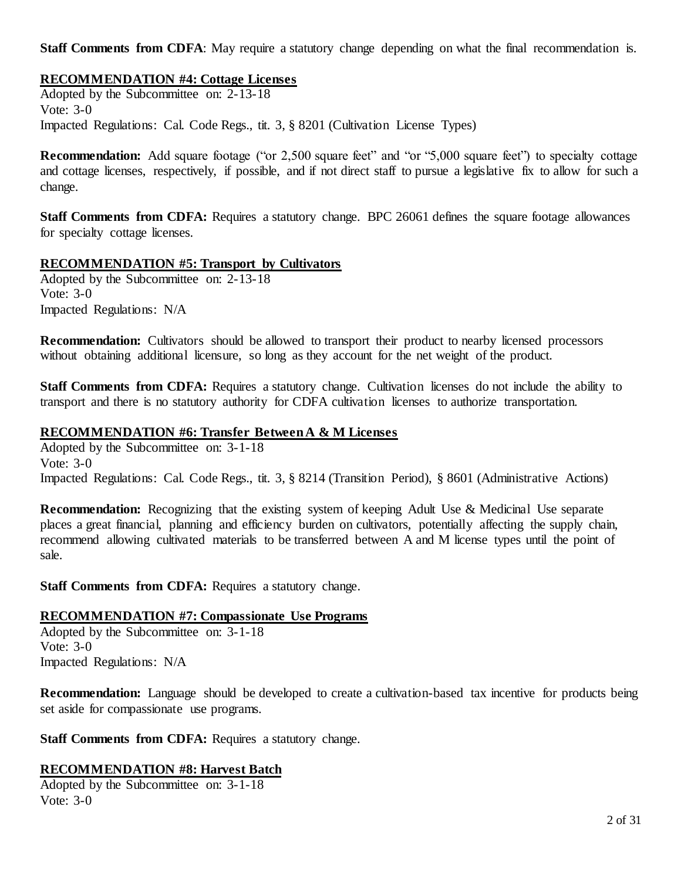**Staff Comments from CDFA**: May require a statutory change depending on what the final recommendation is.

**RECOMMENDATION #4: Cottage Licenses**

Adopted by the Subcommittee on: 2-13-18
Vote: 3-0
Impacted Regulations: Cal. Code Regs., tit. 3, § 8201 (Cultivation License Types)

**Recommendation:** Add square footage ("or 2,500 square feet" and "or "5,000 square feet") to specialty cottage and cottage licenses, respectively, if possible, and if not direct staff to pursue a legislative fix to allow for such a change.

**Staff Comments from CDFA:** Requires a statutory change. BPC 26061 defines the square footage allowances for specialty cottage licenses.

**RECOMMENDATION #5: Transport by Cultivators**

Adopted by the Subcommittee on: 2-13-18
Vote: 3-0
Impacted Regulations: N/A

**Recommendation:** Cultivators should be allowed to transport their product to nearby licensed processors without obtaining additional licensure, so long as they account for the net weight of the product.

**Staff Comments from CDFA:** Requires a statutory change. Cultivation licenses do not include the ability to transport and there is no statutory authority for CDFA cultivation licenses to authorize transportation.

**RECOMMENDATION #6: Transfer Between A & M Licenses**

Adopted by the Subcommittee on: 3-1-18
Vote: 3-0
Impacted Regulations: Cal. Code Regs., tit. 3, § 8214 (Transition Period), § 8601 (Administrative Actions)

**Recommendation:** Recognizing that the existing system of keeping Adult Use & Medicinal Use separate places a great financial, planning and efficiency burden on cultivators, potentially affecting the supply chain, recommend allowing cultivated materials to be transferred between A and M license types until the point of sale.

**Staff Comments from CDFA:** Requires a statutory change.

**RECOMMENDATION #7: Compassionate Use Programs**

Adopted by the Subcommittee on: 3-1-18
Vote: 3-0
Impacted Regulations: N/A

**Recommendation:** Language should be developed to create a cultivation-based tax incentive for products being set aside for compassionate use programs.

**Staff Comments from CDFA:** Requires a statutory change.

**RECOMMENDATION #8: Harvest Batch**

Adopted by the Subcommittee on: 3-1-18
Vote: 3-0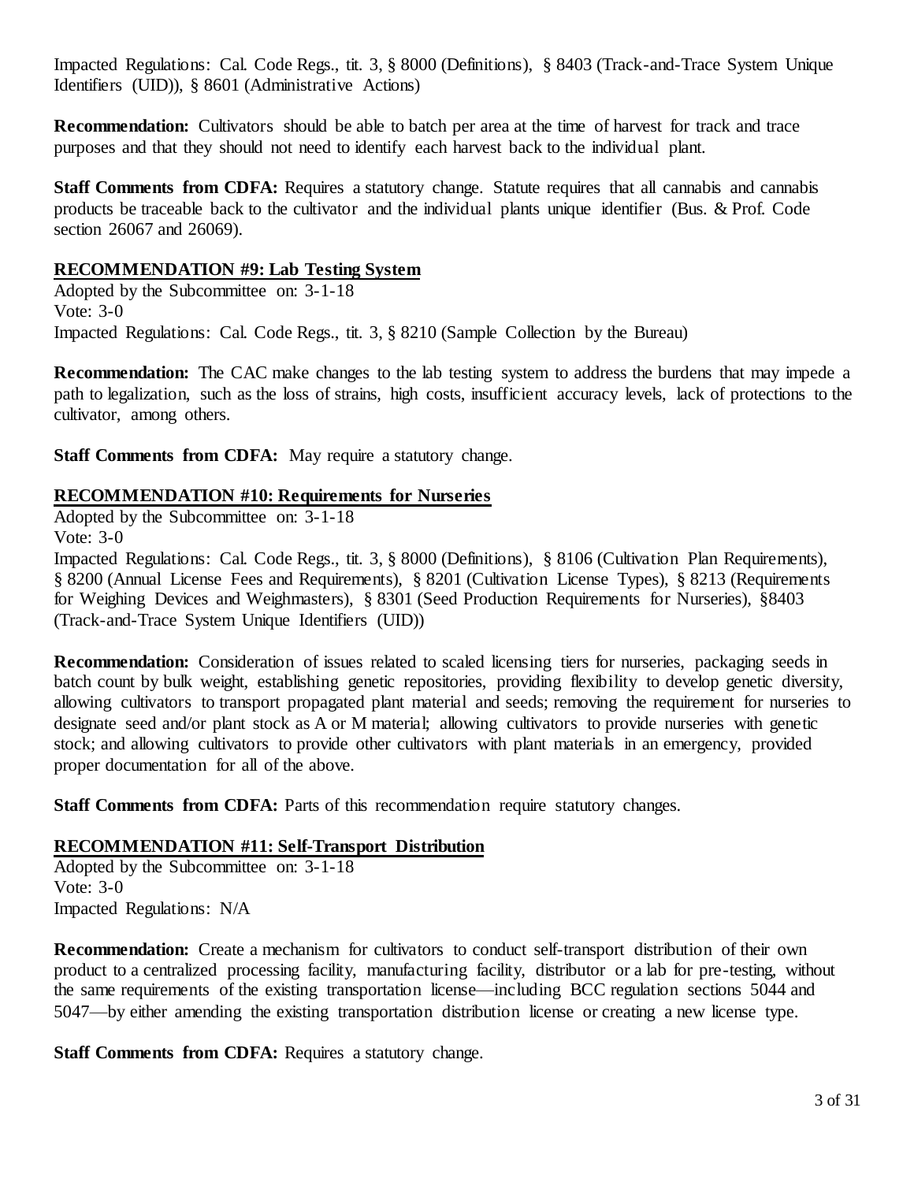Impacted Regulations: Cal. Code Regs., tit. 3, § 8000 (Definitions), § 8403 (Track-and-Trace System Unique Identifiers (UID)), § 8601 (Administrative Actions)

**Recommendation:** Cultivators should be able to batch per area at the time of harvest for track and trace purposes and that they should not need to identify each harvest back to the individual plant.

**Staff Comments from CDFA:** Requires a statutory change. Statute requires that all cannabis and cannabis products be traceable back to the cultivator and the individual plants unique identifier (Bus. & Prof. Code section 26067 and 26069).

## RECOMMENDATION #9: Lab Testing System

Adopted by the Subcommittee on: 3-1-18
Vote: 3-0
Impacted Regulations: Cal. Code Regs., tit. 3, § 8210 (Sample Collection by the Bureau)

**Recommendation:** The CAC make changes to the lab testing system to address the burdens that may impede a path to legalization, such as the loss of strains, high costs, insufficient accuracy levels, lack of protections to the cultivator, among others.

**Staff Comments from CDFA:** May require a statutory change.

## RECOMMENDATION #10: Requirements for Nurseries

Adopted by the Subcommittee on: 3-1-18
Vote: 3-0
Impacted Regulations: Cal. Code Regs., tit. 3, § 8000 (Definitions), § 8106 (Cultivation Plan Requirements), § 8200 (Annual License Fees and Requirements), § 8201 (Cultivation License Types), § 8213 (Requirements for Weighing Devices and Weighmasters), § 8301 (Seed Production Requirements for Nurseries), §8403 (Track-and-Trace System Unique Identifiers (UID))

**Recommendation:** Consideration of issues related to scaled licensing tiers for nurseries, packaging seeds in batch count by bulk weight, establishing genetic repositories, providing flexibility to develop genetic diversity, allowing cultivators to transport propagated plant material and seeds; removing the requirement for nurseries to designate seed and/or plant stock as A or M material; allowing cultivators to provide nurseries with genetic stock; and allowing cultivators to provide other cultivators with plant materials in an emergency, provided proper documentation for all of the above.

**Staff Comments from CDFA:** Parts of this recommendation require statutory changes.

## RECOMMENDATION #11: Self-Transport Distribution

Adopted by the Subcommittee on: 3-1-18
Vote: 3-0
Impacted Regulations: N/A

**Recommendation:** Create a mechanism for cultivators to conduct self-transport distribution of their own product to a centralized processing facility, manufacturing facility, distributor or a lab for pre-testing, without the same requirements of the existing transportation license—including BCC regulation sections 5044 and 5047—by either amending the existing transportation distribution license or creating a new license type.

**Staff Comments from CDFA:** Requires a statutory change.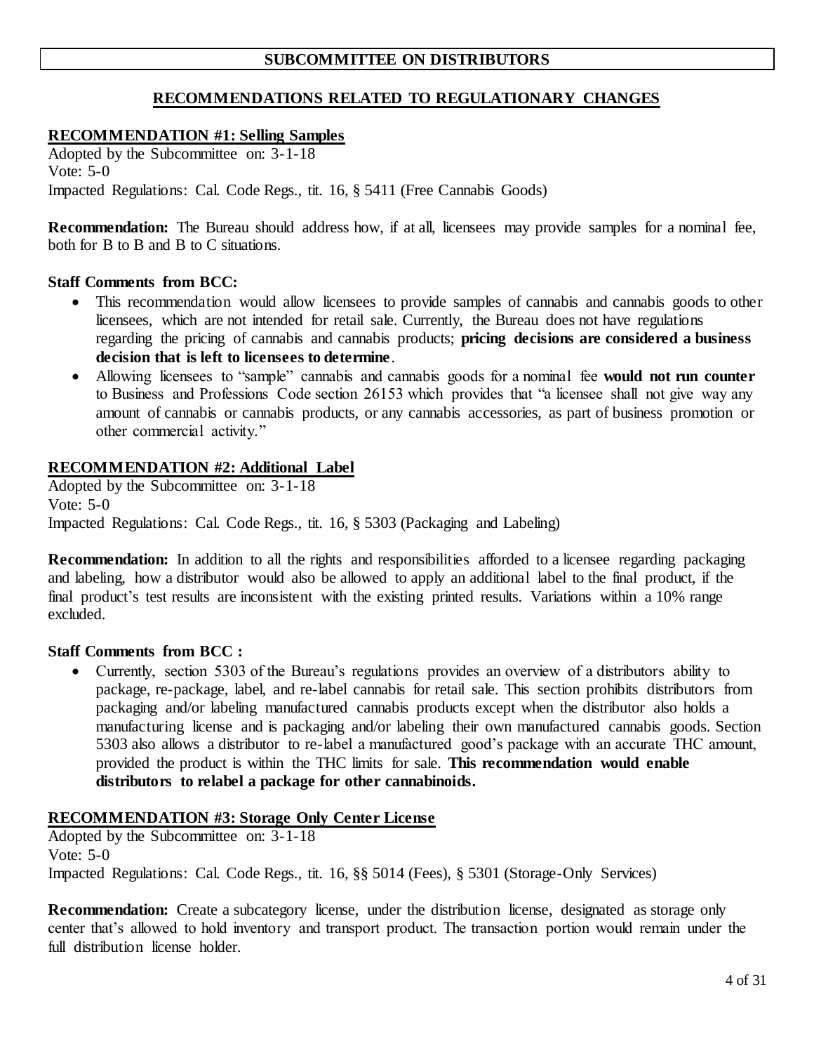## SUBCOMMITTEE ON DISTRIBUTORS

### RECOMMENDATIONS RELATED TO REGULATIONARY CHANGES

**RECOMMENDATION #1: Selling Samples**

Adopted by the Subcommittee on: 3-1-18
Vote: 5-0
Impacted Regulations: Cal. Code Regs., tit. 16, § 5411 (Free Cannabis Goods)

**Recommendation:** The Bureau should address how, if at all, licensees may provide samples for a nominal fee, both for B to B and B to C situations.

**Staff Comments from BCC:**

- This recommendation would allow licensees to provide samples of cannabis and cannabis goods to other licensees, which are not intended for retail sale. Currently, the Bureau does not have regulations regarding the pricing of cannabis and cannabis products; **pricing decisions are considered a business decision that is left to licensees to determine**.
- Allowing licensees to "sample" cannabis and cannabis goods for a nominal fee **would not run counter** to Business and Professions Code section 26153 which provides that "a licensee shall not give way any amount of cannabis or cannabis products, or any cannabis accessories, as part of business promotion or other commercial activity."

**RECOMMENDATION #2: Additional Label**

Adopted by the Subcommittee on: 3-1-18
Vote: 5-0
Impacted Regulations: Cal. Code Regs., tit. 16, § 5303 (Packaging and Labeling)

**Recommendation:** In addition to all the rights and responsibilities afforded to a licensee regarding packaging and labeling, how a distributor would also be allowed to apply an additional label to the final product, if the final product's test results are inconsistent with the existing printed results. Variations within a 10% range excluded.

**Staff Comments from BCC :**

- Currently, section 5303 of the Bureau's regulations provides an overview of a distributors ability to package, re-package, label, and re-label cannabis for retail sale. This section prohibits distributors from packaging and/or labeling manufactured cannabis products except when the distributor also holds a manufacturing license and is packaging and/or labeling their own manufactured cannabis goods. Section 5303 also allows a distributor to re-label a manufactured good's package with an accurate THC amount, provided the product is within the THC limits for sale. **This recommendation would enable distributors to relabel a package for other cannabinoids.**

**RECOMMENDATION #3: Storage Only Center License**

Adopted by the Subcommittee on: 3-1-18
Vote: 5-0
Impacted Regulations: Cal. Code Regs., tit. 16, §§ 5014 (Fees), § 5301 (Storage-Only Services)

**Recommendation:** Create a subcategory license, under the distribution license, designated as storage only center that's allowed to hold inventory and transport product. The transaction portion would remain under the full distribution license holder.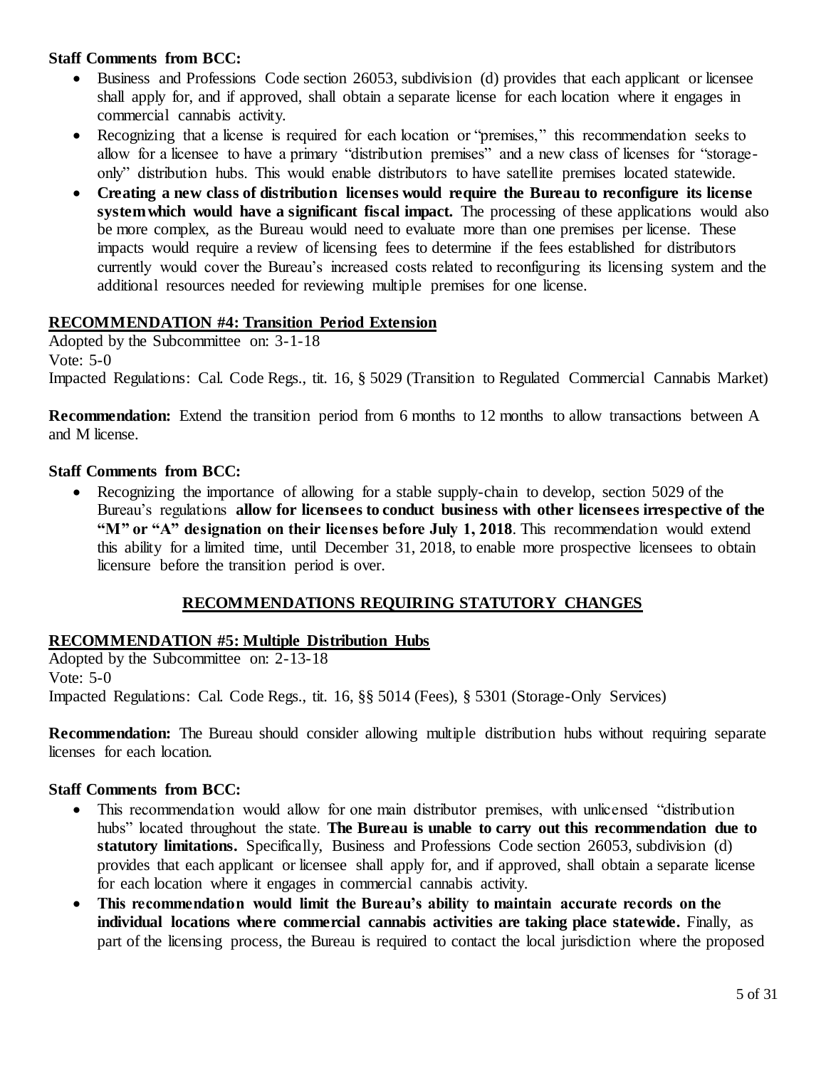**Staff Comments from BCC:**

- Business and Professions Code section 26053, subdivision (d) provides that each applicant or licensee shall apply for, and if approved, shall obtain a separate license for each location where it engages in commercial cannabis activity.
- Recognizing that a license is required for each location or "premises," this recommendation seeks to allow for a licensee to have a primary "distribution premises" and a new class of licenses for "storage-only" distribution hubs. This would enable distributors to have satellite premises located statewide.
- **Creating a new class of distribution licenses would require the Bureau to reconfigure its license system which would have a significant fiscal impact.** The processing of these applications would also be more complex, as the Bureau would need to evaluate more than one premises per license. These impacts would require a review of licensing fees to determine if the fees established for distributors currently would cover the Bureau's increased costs related to reconfiguring its licensing system and the additional resources needed for reviewing multiple premises for one license.

## RECOMMENDATION #4: Transition Period Extension

Adopted by the Subcommittee on: 3-1-18
Vote: 5-0
Impacted Regulations: Cal. Code Regs., tit. 16, § 5029 (Transition to Regulated Commercial Cannabis Market)

**Recommendation:** Extend the transition period from 6 months to 12 months to allow transactions between A and M license.

**Staff Comments from BCC:**

- Recognizing the importance of allowing for a stable supply-chain to develop, section 5029 of the Bureau's regulations **allow for licensees to conduct business with other licensees irrespective of the "M" or "A" designation on their licenses before July 1, 2018**. This recommendation would extend this ability for a limited time, until December 31, 2018, to enable more prospective licensees to obtain licensure before the transition period is over.

# RECOMMENDATIONS REQUIRING STATUTORY CHANGES

## RECOMMENDATION #5: Multiple Distribution Hubs

Adopted by the Subcommittee on: 2-13-18
Vote: 5-0
Impacted Regulations: Cal. Code Regs., tit. 16, §§ 5014 (Fees), § 5301 (Storage-Only Services)

**Recommendation:** The Bureau should consider allowing multiple distribution hubs without requiring separate licenses for each location.

**Staff Comments from BCC:**

- This recommendation would allow for one main distributor premises, with unlicensed "distribution hubs" located throughout the state. **The Bureau is unable to carry out this recommendation due to statutory limitations.** Specifically, Business and Professions Code section 26053, subdivision (d) provides that each applicant or licensee shall apply for, and if approved, shall obtain a separate license for each location where it engages in commercial cannabis activity.
- **This recommendation would limit the Bureau's ability to maintain accurate records on the individual locations where commercial cannabis activities are taking place statewide.** Finally, as part of the licensing process, the Bureau is required to contact the local jurisdiction where the proposed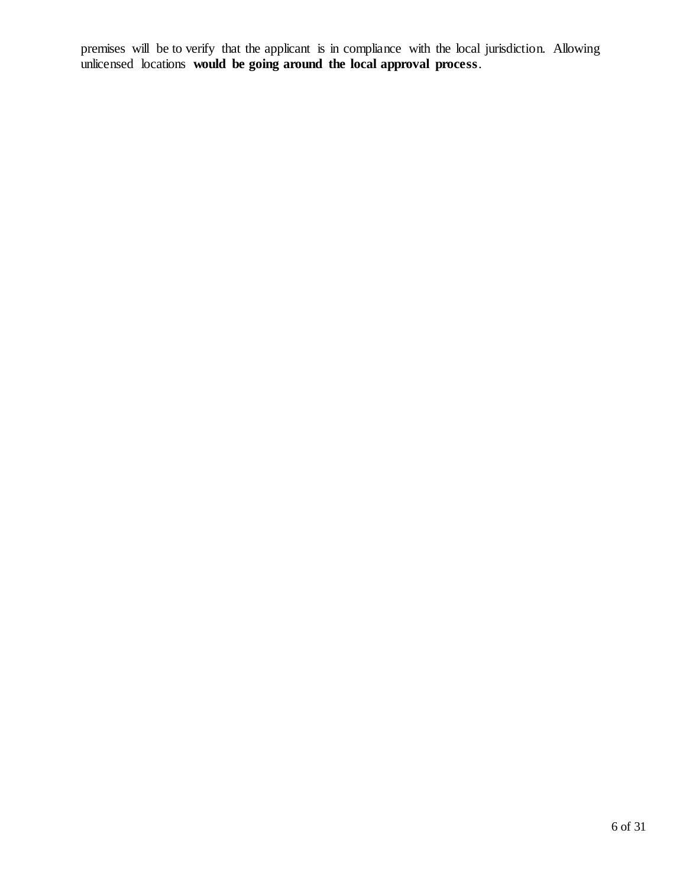premises will be to verify that the applicant is in compliance with the local jurisdiction. Allowing unlicensed locations **would be going around the local approval process**.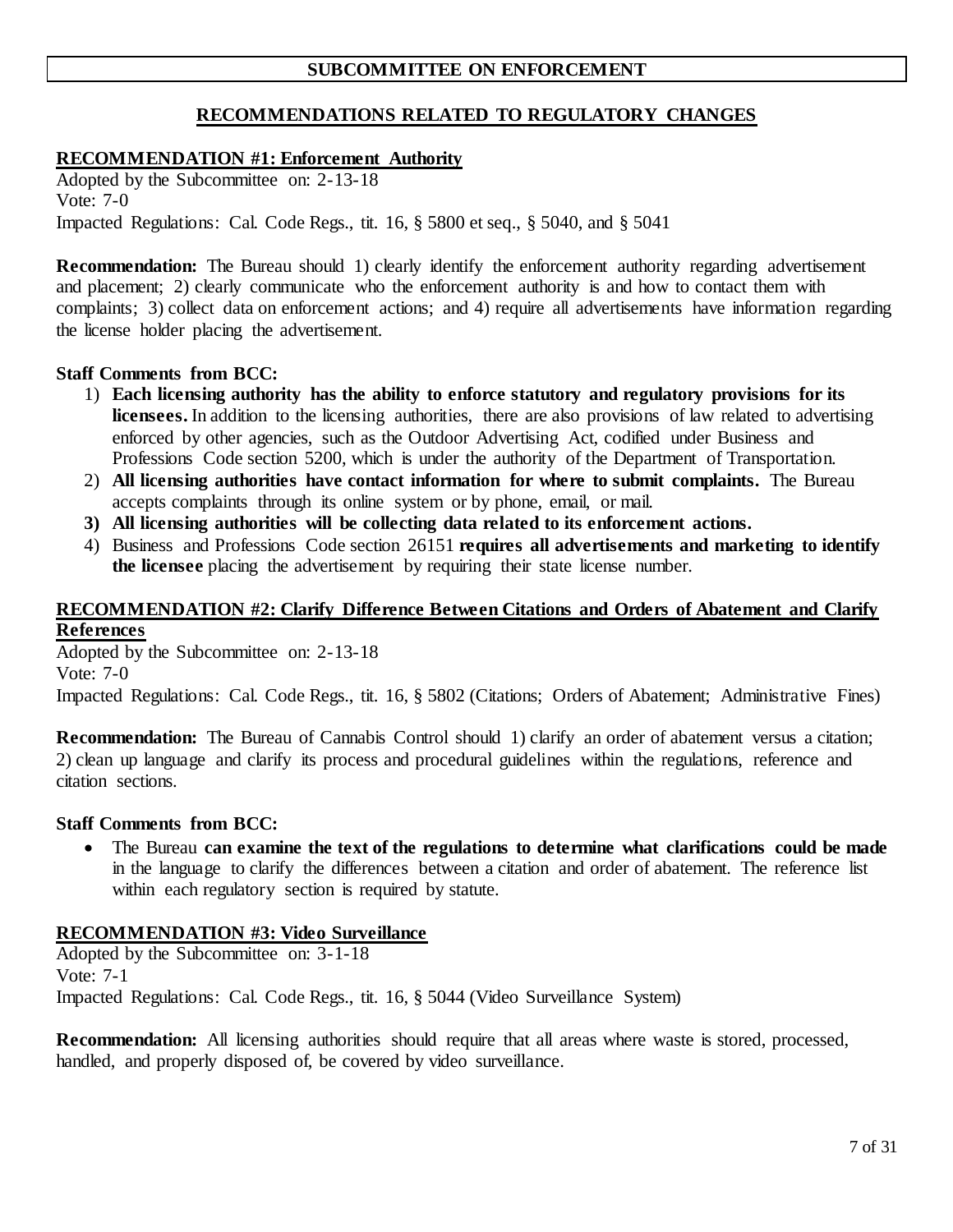## SUBCOMMITTEE ON ENFORCEMENT

### RECOMMENDATIONS RELATED TO REGULATORY CHANGES

**RECOMMENDATION #1: Enforcement Authority**

Adopted by the Subcommittee on: 2-13-18
Vote: 7-0
Impacted Regulations: Cal. Code Regs., tit. 16, § 5800 et seq., § 5040, and § 5041

**Recommendation:** The Bureau should 1) clearly identify the enforcement authority regarding advertisement and placement; 2) clearly communicate who the enforcement authority is and how to contact them with complaints; 3) collect data on enforcement actions; and 4) require all advertisements have information regarding the license holder placing the advertisement.

**Staff Comments from BCC:**

1) **Each licensing authority has the ability to enforce statutory and regulatory provisions for its licensees.** In addition to the licensing authorities, there are also provisions of law related to advertising enforced by other agencies, such as the Outdoor Advertising Act, codified under Business and Professions Code section 5200, which is under the authority of the Department of Transportation.
2) **All licensing authorities have contact information for where to submit complaints.** The Bureau accepts complaints through its online system or by phone, email, or mail.
3) **All licensing authorities will be collecting data related to its enforcement actions.**
4) Business and Professions Code section 26151 **requires all advertisements and marketing to identify the licensee** placing the advertisement by requiring their state license number.

**RECOMMENDATION #2: Clarify Difference Between Citations and Orders of Abatement and Clarify References**

Adopted by the Subcommittee on: 2-13-18
Vote: 7-0
Impacted Regulations: Cal. Code Regs., tit. 16, § 5802 (Citations; Orders of Abatement; Administrative Fines)

**Recommendation:** The Bureau of Cannabis Control should 1) clarify an order of abatement versus a citation; 2) clean up language and clarify its process and procedural guidelines within the regulations, reference and citation sections.

**Staff Comments from BCC:**

- The Bureau **can examine the text of the regulations to determine what clarifications could be made** in the language to clarify the differences between a citation and order of abatement. The reference list within each regulatory section is required by statute.

**RECOMMENDATION #3: Video Surveillance**

Adopted by the Subcommittee on: 3-1-18
Vote: 7-1
Impacted Regulations: Cal. Code Regs., tit. 16, § 5044 (Video Surveillance System)

**Recommendation:** All licensing authorities should require that all areas where waste is stored, processed, handled, and properly disposed of, be covered by video surveillance.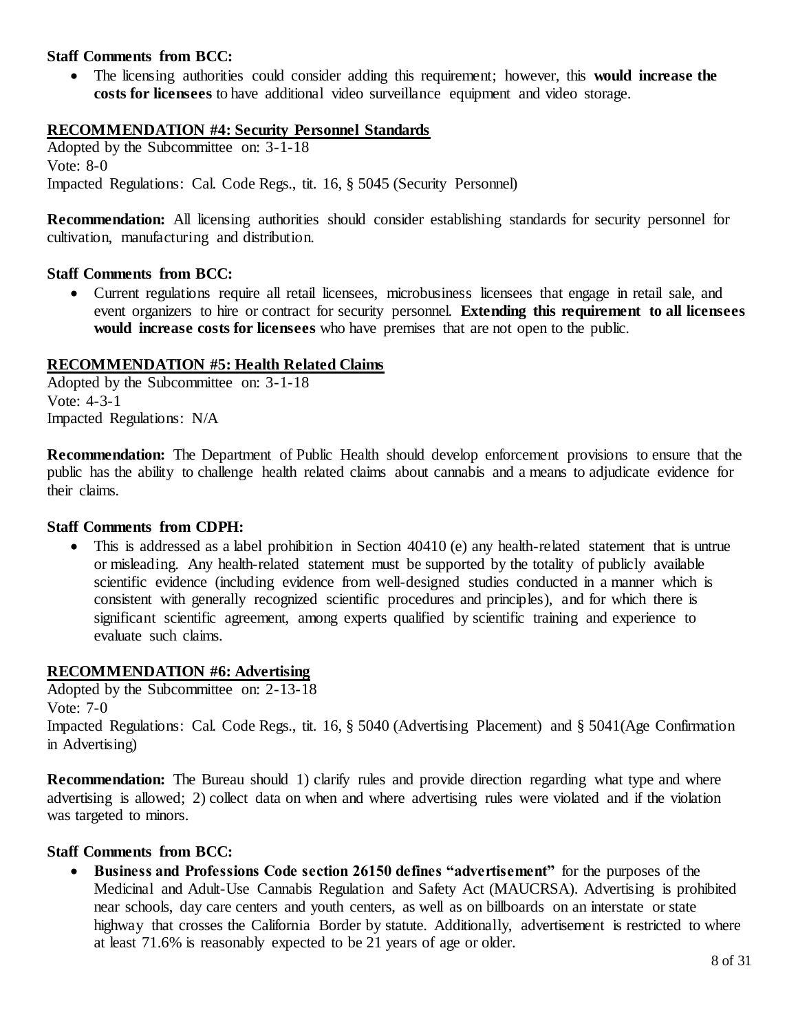**Staff Comments from BCC:**

- The licensing authorities could consider adding this requirement; however, this **would increase the costs for licensees** to have additional video surveillance equipment and video storage.

## RECOMMENDATION #4: Security Personnel Standards

Adopted by the Subcommittee on: 3-1-18
Vote: 8-0
Impacted Regulations: Cal. Code Regs., tit. 16, § 5045 (Security Personnel)

**Recommendation:** All licensing authorities should consider establishing standards for security personnel for cultivation, manufacturing and distribution.

**Staff Comments from BCC:**

- Current regulations require all retail licensees, microbusiness licensees that engage in retail sale, and event organizers to hire or contract for security personnel. **Extending this requirement to all licensees would increase costs for licensees** who have premises that are not open to the public.

## RECOMMENDATION #5: Health Related Claims

Adopted by the Subcommittee on: 3-1-18
Vote: 4-3-1
Impacted Regulations: N/A

**Recommendation:** The Department of Public Health should develop enforcement provisions to ensure that the public has the ability to challenge health related claims about cannabis and a means to adjudicate evidence for their claims.

**Staff Comments from CDPH:**

- This is addressed as a label prohibition in Section 40410 (e) any health-related statement that is untrue or misleading. Any health-related statement must be supported by the totality of publicly available scientific evidence (including evidence from well-designed studies conducted in a manner which is consistent with generally recognized scientific procedures and principles), and for which there is significant scientific agreement, among experts qualified by scientific training and experience to evaluate such claims.

## RECOMMENDATION #6: Advertising

Adopted by the Subcommittee on: 2-13-18
Vote: 7-0
Impacted Regulations: Cal. Code Regs., tit. 16, § 5040 (Advertising Placement) and § 5041(Age Confirmation in Advertising)

**Recommendation:** The Bureau should 1) clarify rules and provide direction regarding what type and where advertising is allowed; 2) collect data on when and where advertising rules were violated and if the violation was targeted to minors.

**Staff Comments from BCC:**

- **Business and Professions Code section 26150 defines "advertisement"** for the purposes of the Medicinal and Adult-Use Cannabis Regulation and Safety Act (MAUCRSA). Advertising is prohibited near schools, day care centers and youth centers, as well as on billboards on an interstate or state highway that crosses the California Border by statute. Additionally, advertisement is restricted to where at least 71.6% is reasonably expected to be 21 years of age or older.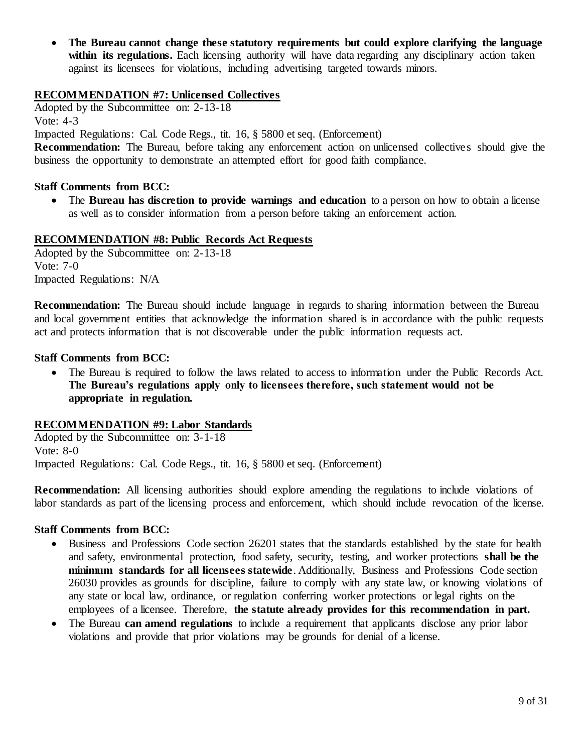- **The Bureau cannot change these statutory requirements but could explore clarifying the language within its regulations.** Each licensing authority will have data regarding any disciplinary action taken against its licensees for violations, including advertising targeted towards minors.

**RECOMMENDATION #7: Unlicensed Collectives**

Adopted by the Subcommittee on: 2-13-18
Vote: 4-3
Impacted Regulations: Cal. Code Regs., tit. 16, § 5800 et seq. (Enforcement)

**Recommendation:** The Bureau, before taking any enforcement action on unlicensed collectives should give the business the opportunity to demonstrate an attempted effort for good faith compliance.

**Staff Comments from BCC:**

- The **Bureau has discretion to provide warnings and education** to a person on how to obtain a license as well as to consider information from a person before taking an enforcement action.

**RECOMMENDATION #8: Public Records Act Requests**

Adopted by the Subcommittee on: 2-13-18
Vote: 7-0
Impacted Regulations: N/A

**Recommendation:** The Bureau should include language in regards to sharing information between the Bureau and local government entities that acknowledge the information shared is in accordance with the public requests act and protects information that is not discoverable under the public information requests act.

**Staff Comments from BCC:**

- The Bureau is required to follow the laws related to access to information under the Public Records Act. **The Bureau's regulations apply only to licensees therefore, such statement would not be appropriate in regulation.**

**RECOMMENDATION #9: Labor Standards**

Adopted by the Subcommittee on: 3-1-18
Vote: 8-0
Impacted Regulations: Cal. Code Regs., tit. 16, § 5800 et seq. (Enforcement)

**Recommendation:** All licensing authorities should explore amending the regulations to include violations of labor standards as part of the licensing process and enforcement, which should include revocation of the license.

**Staff Comments from BCC:**

- Business and Professions Code section 26201 states that the standards established by the state for health and safety, environmental protection, food safety, security, testing, and worker protections **shall be the minimum standards for all licensees statewide**. Additionally, Business and Professions Code section 26030 provides as grounds for discipline, failure to comply with any state law, or knowing violations of any state or local law, ordinance, or regulation conferring worker protections or legal rights on the employees of a licensee. Therefore, **the statute already provides for this recommendation in part.**
- The Bureau **can amend regulations** to include a requirement that applicants disclose any prior labor violations and provide that prior violations may be grounds for denial of a license.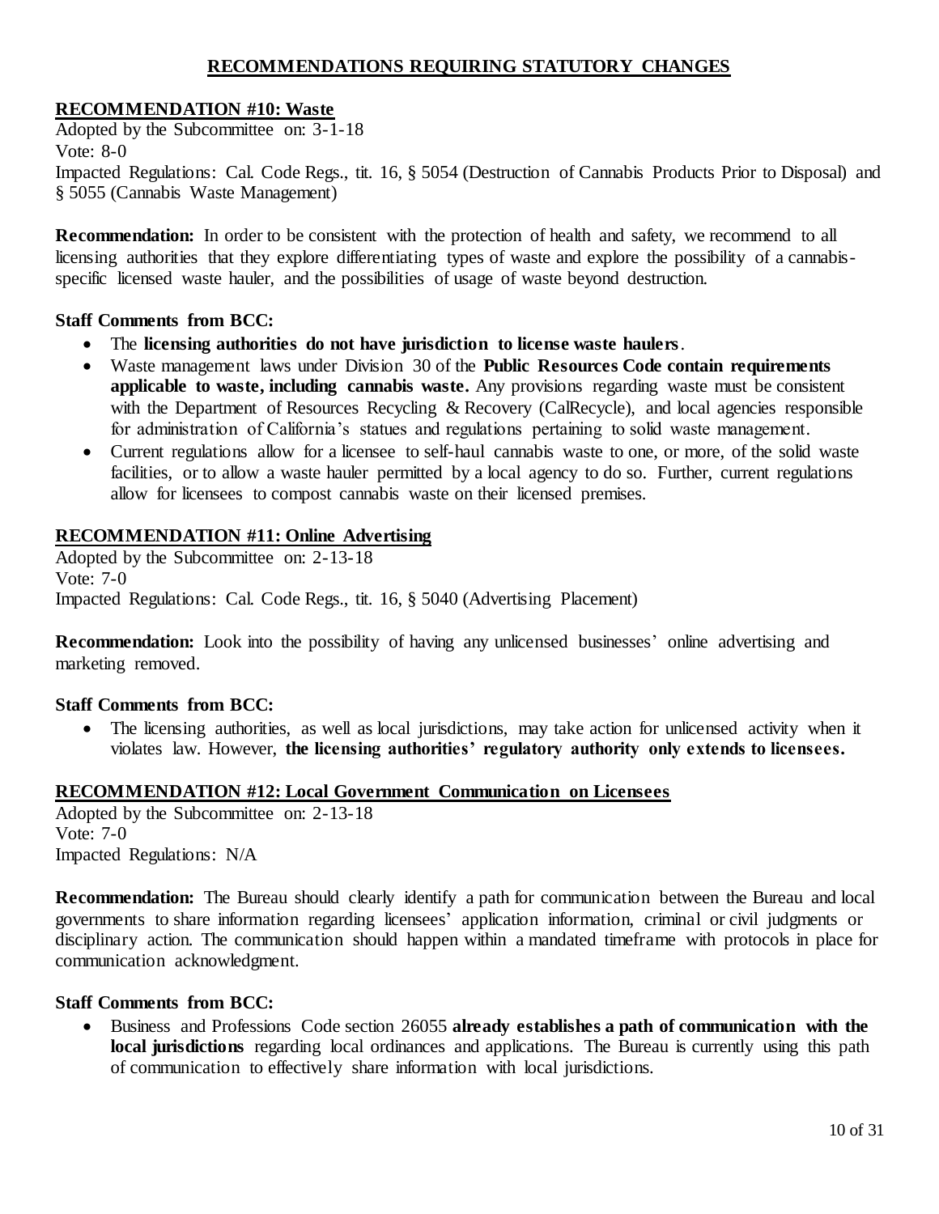## RECOMMENDATIONS REQUIRING STATUTORY CHANGES

### RECOMMENDATION #10: Waste

Adopted by the Subcommittee on: 3-1-18
Vote: 8-0
Impacted Regulations: Cal. Code Regs., tit. 16, § 5054 (Destruction of Cannabis Products Prior to Disposal) and § 5055 (Cannabis Waste Management)

**Recommendation:** In order to be consistent with the protection of health and safety, we recommend to all licensing authorities that they explore differentiating types of waste and explore the possibility of a cannabis-specific licensed waste hauler, and the possibilities of usage of waste beyond destruction.

**Staff Comments from BCC:**

- The **licensing authorities do not have jurisdiction to license waste haulers**.
- Waste management laws under Division 30 of the **Public Resources Code contain requirements applicable to waste, including cannabis waste.** Any provisions regarding waste must be consistent with the Department of Resources Recycling & Recovery (CalRecycle), and local agencies responsible for administration of California's statues and regulations pertaining to solid waste management.
- Current regulations allow for a licensee to self-haul cannabis waste to one, or more, of the solid waste facilities, or to allow a waste hauler permitted by a local agency to do so. Further, current regulations allow for licensees to compost cannabis waste on their licensed premises.

### RECOMMENDATION #11: Online Advertising

Adopted by the Subcommittee on: 2-13-18
Vote: 7-0
Impacted Regulations: Cal. Code Regs., tit. 16, § 5040 (Advertising Placement)

**Recommendation:** Look into the possibility of having any unlicensed businesses' online advertising and marketing removed.

**Staff Comments from BCC:**

- The licensing authorities, as well as local jurisdictions, may take action for unlicensed activity when it violates law. However, **the licensing authorities' regulatory authority only extends to licensees.**

### RECOMMENDATION #12: Local Government Communication on Licensees

Adopted by the Subcommittee on: 2-13-18
Vote: 7-0
Impacted Regulations: N/A

**Recommendation:** The Bureau should clearly identify a path for communication between the Bureau and local governments to share information regarding licensees' application information, criminal or civil judgments or disciplinary action. The communication should happen within a mandated timeframe with protocols in place for communication acknowledgment.

**Staff Comments from BCC:**

- Business and Professions Code section 26055 **already establishes a path of communication with the local jurisdictions** regarding local ordinances and applications. The Bureau is currently using this path of communication to effectively share information with local jurisdictions.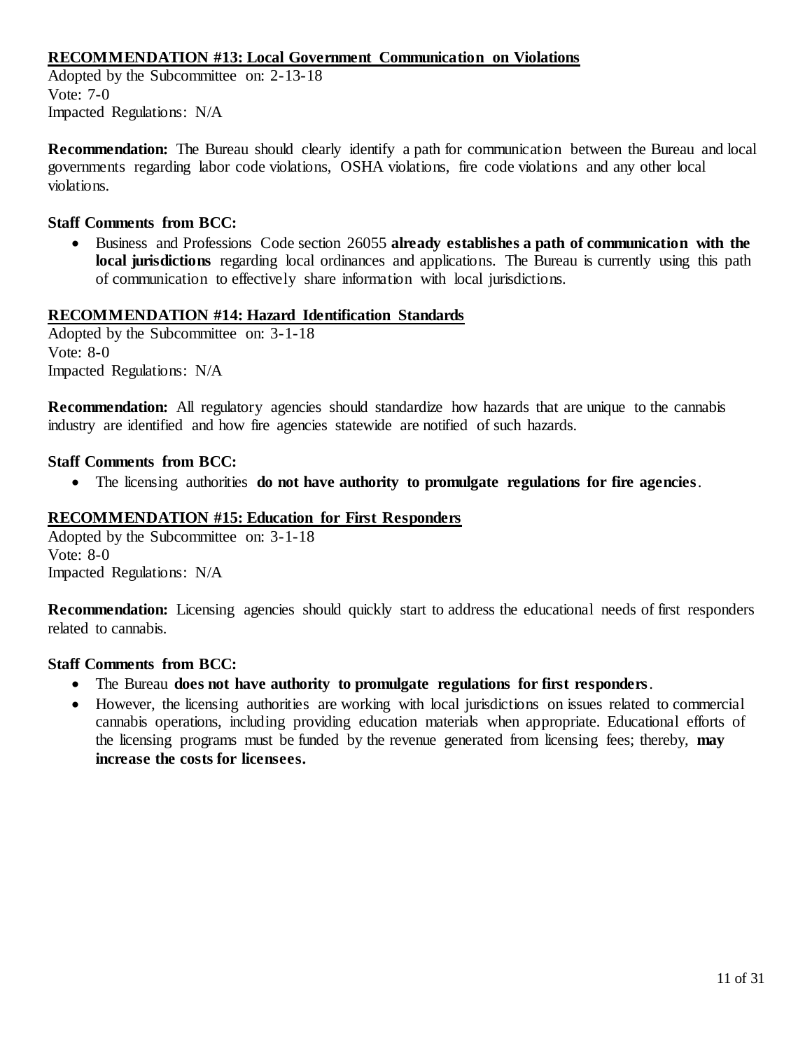### RECOMMENDATION #13: Local Government Communication on Violations

Adopted by the Subcommittee on: 2-13-18
Vote: 7-0
Impacted Regulations: N/A

**Recommendation:** The Bureau should clearly identify a path for communication between the Bureau and local governments regarding labor code violations, OSHA violations, fire code violations and any other local violations.

**Staff Comments from BCC:**

- Business and Professions Code section 26055 **already establishes a path of communication with the local jurisdictions** regarding local ordinances and applications. The Bureau is currently using this path of communication to effectively share information with local jurisdictions.

### RECOMMENDATION #14: Hazard Identification Standards

Adopted by the Subcommittee on: 3-1-18
Vote: 8-0
Impacted Regulations: N/A

**Recommendation:** All regulatory agencies should standardize how hazards that are unique to the cannabis industry are identified and how fire agencies statewide are notified of such hazards.

**Staff Comments from BCC:**

- The licensing authorities **do not have authority to promulgate regulations for fire agencies**.

### RECOMMENDATION #15: Education for First Responders

Adopted by the Subcommittee on: 3-1-18
Vote: 8-0
Impacted Regulations: N/A

**Recommendation:** Licensing agencies should quickly start to address the educational needs of first responders related to cannabis.

**Staff Comments from BCC:**

- The Bureau **does not have authority to promulgate regulations for first responders**.
- However, the licensing authorities are working with local jurisdictions on issues related to commercial cannabis operations, including providing education materials when appropriate. Educational efforts of the licensing programs must be funded by the revenue generated from licensing fees; thereby, **may increase the costs for licensees.**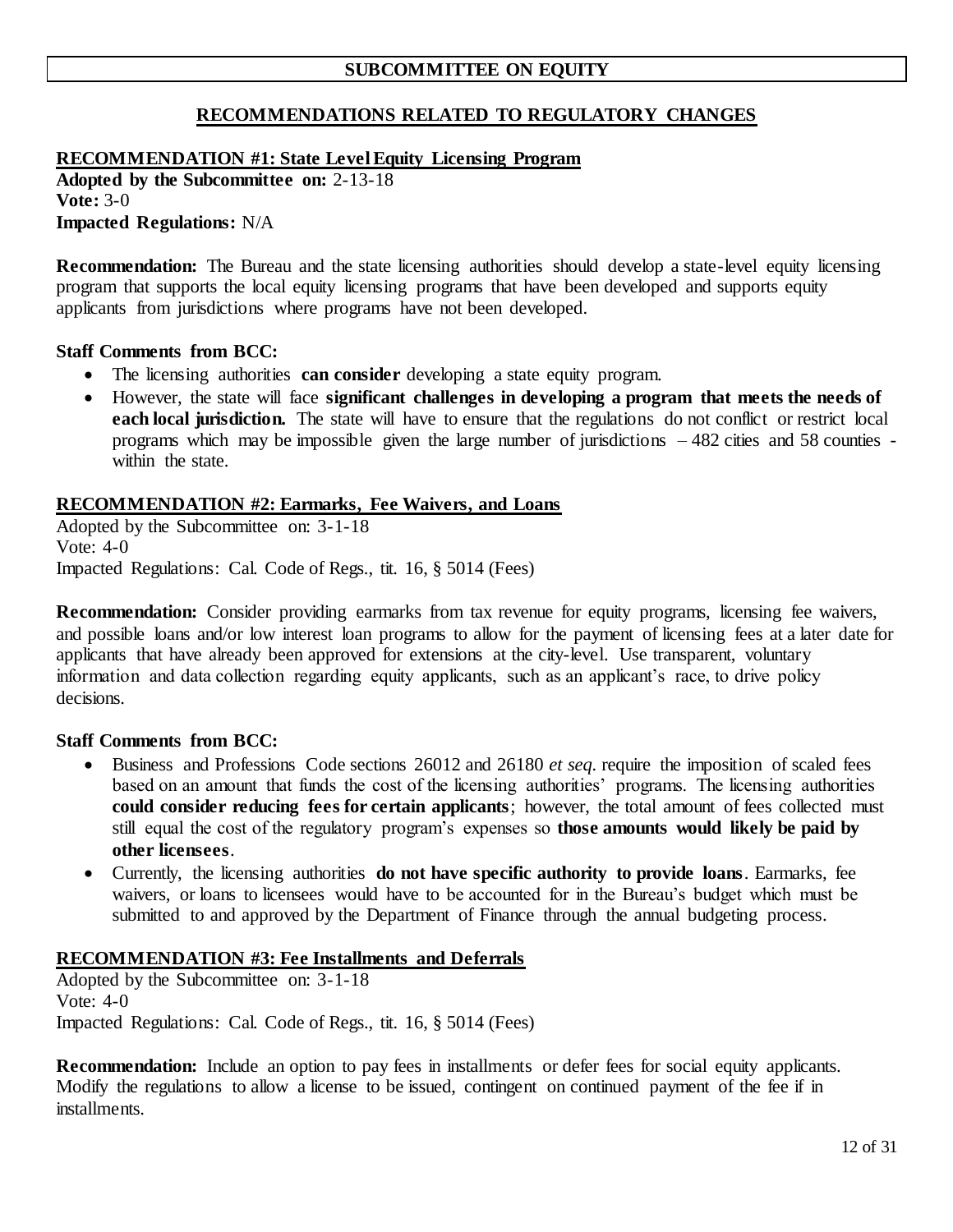## SUBCOMMITTEE ON EQUITY

### RECOMMENDATIONS RELATED TO REGULATORY CHANGES

**RECOMMENDATION #1: State Level Equity Licensing Program**
**Adopted by the Subcommittee on:** 2-13-18
**Vote:** 3-0
**Impacted Regulations:** N/A

**Recommendation:** The Bureau and the state licensing authorities should develop a state-level equity licensing program that supports the local equity licensing programs that have been developed and supports equity applicants from jurisdictions where programs have not been developed.

**Staff Comments from BCC:**

- The licensing authorities **can consider** developing a state equity program.
- However, the state will face **significant challenges in developing a program that meets the needs of each local jurisdiction.** The state will have to ensure that the regulations do not conflict or restrict local programs which may be impossible given the large number of jurisdictions – 482 cities and 58 counties - within the state.

**RECOMMENDATION #2: Earmarks, Fee Waivers, and Loans**
Adopted by the Subcommittee on: 3-1-18
Vote: 4-0
Impacted Regulations: Cal. Code of Regs., tit. 16, § 5014 (Fees)

**Recommendation:** Consider providing earmarks from tax revenue for equity programs, licensing fee waivers, and possible loans and/or low interest loan programs to allow for the payment of licensing fees at a later date for applicants that have already been approved for extensions at the city-level. Use transparent, voluntary information and data collection regarding equity applicants, such as an applicant's race, to drive policy decisions.

**Staff Comments from BCC:**

- Business and Professions Code sections 26012 and 26180 *et seq*. require the imposition of scaled fees based on an amount that funds the cost of the licensing authorities' programs. The licensing authorities **could consider reducing fees for certain applicants**; however, the total amount of fees collected must still equal the cost of the regulatory program's expenses so **those amounts would likely be paid by other licensees**.
- Currently, the licensing authorities **do not have specific authority to provide loans**. Earmarks, fee waivers, or loans to licensees would have to be accounted for in the Bureau's budget which must be submitted to and approved by the Department of Finance through the annual budgeting process.

**RECOMMENDATION #3: Fee Installments and Deferrals**
Adopted by the Subcommittee on: 3-1-18
Vote: 4-0
Impacted Regulations: Cal. Code of Regs., tit. 16, § 5014 (Fees)

**Recommendation:** Include an option to pay fees in installments or defer fees for social equity applicants. Modify the regulations to allow a license to be issued, contingent on continued payment of the fee if in installments.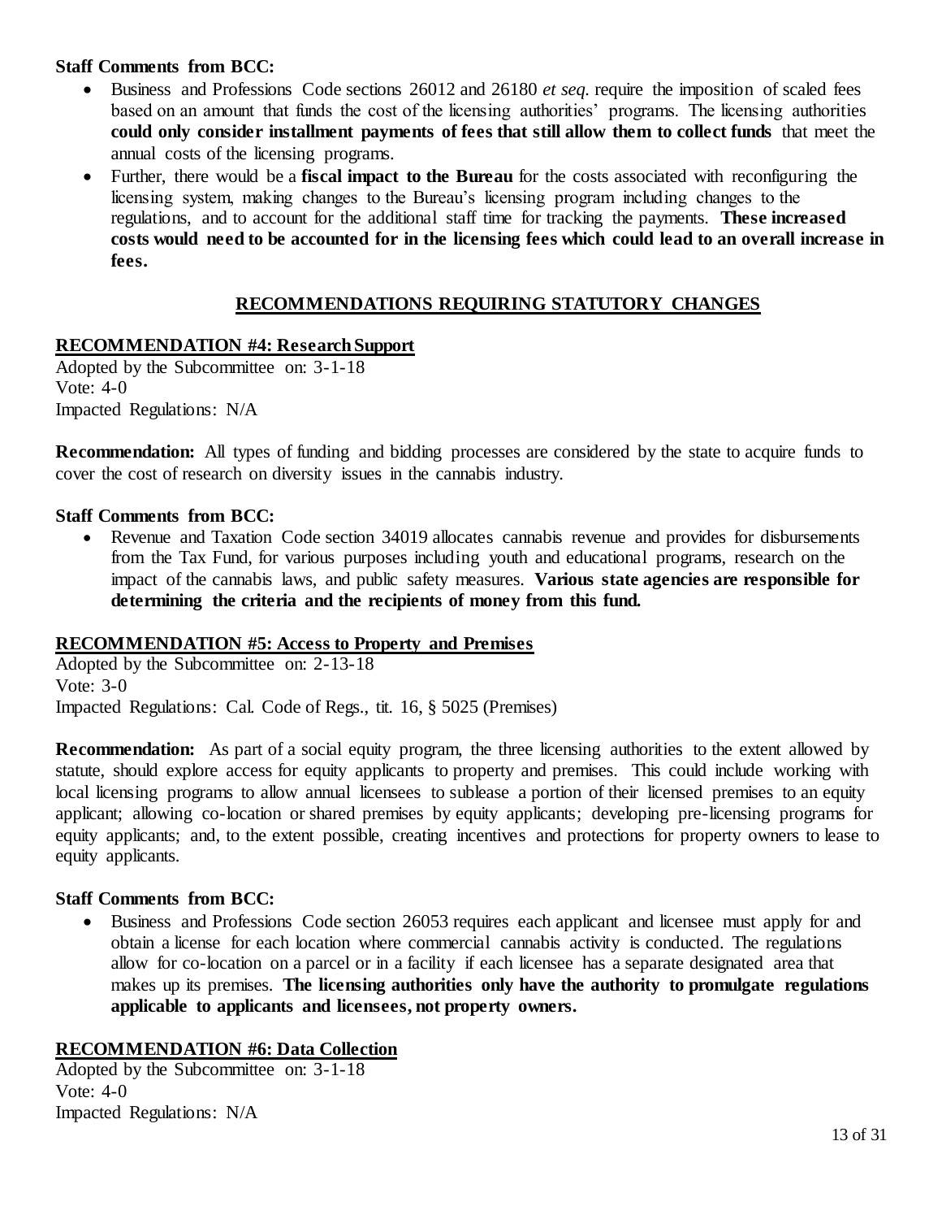**Staff Comments from BCC:**

- Business and Professions Code sections 26012 and 26180 *et seq.* require the imposition of scaled fees based on an amount that funds the cost of the licensing authorities' programs. The licensing authorities **could only consider installment payments of fees that still allow them to collect funds** that meet the annual costs of the licensing programs.
- Further, there would be a **fiscal impact to the Bureau** for the costs associated with reconfiguring the licensing system, making changes to the Bureau's licensing program including changes to the regulations, and to account for the additional staff time for tracking the payments. **These increased costs would need to be accounted for in the licensing fees which could lead to an overall increase in fees.**

## RECOMMENDATIONS REQUIRING STATUTORY CHANGES

### RECOMMENDATION #4: Research Support

Adopted by the Subcommittee on: 3-1-18
Vote: 4-0
Impacted Regulations: N/A

**Recommendation:** All types of funding and bidding processes are considered by the state to acquire funds to cover the cost of research on diversity issues in the cannabis industry.

**Staff Comments from BCC:**

- Revenue and Taxation Code section 34019 allocates cannabis revenue and provides for disbursements from the Tax Fund, for various purposes including youth and educational programs, research on the impact of the cannabis laws, and public safety measures. **Various state agencies are responsible for determining the criteria and the recipients of money from this fund.**

### RECOMMENDATION #5: Access to Property and Premises

Adopted by the Subcommittee on: 2-13-18
Vote: 3-0
Impacted Regulations: Cal. Code of Regs., tit. 16, § 5025 (Premises)

**Recommendation:** As part of a social equity program, the three licensing authorities to the extent allowed by statute, should explore access for equity applicants to property and premises. This could include working with local licensing programs to allow annual licensees to sublease a portion of their licensed premises to an equity applicant; allowing co-location or shared premises by equity applicants; developing pre-licensing programs for equity applicants; and, to the extent possible, creating incentives and protections for property owners to lease to equity applicants.

**Staff Comments from BCC:**

- Business and Professions Code section 26053 requires each applicant and licensee must apply for and obtain a license for each location where commercial cannabis activity is conducted. The regulations allow for co-location on a parcel or in a facility if each licensee has a separate designated area that makes up its premises. **The licensing authorities only have the authority to promulgate regulations applicable to applicants and licensees, not property owners.**

### RECOMMENDATION #6: Data Collection

Adopted by the Subcommittee on: 3-1-18
Vote: 4-0
Impacted Regulations: N/A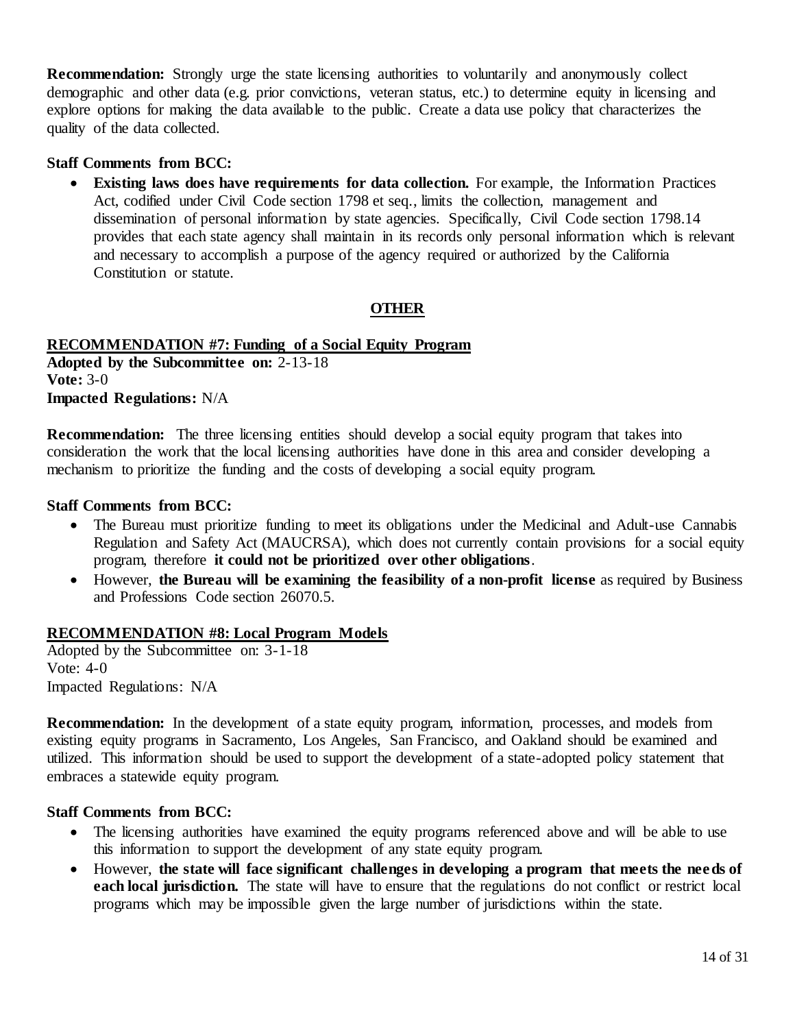**Recommendation:** Strongly urge the state licensing authorities to voluntarily and anonymously collect demographic and other data (e.g. prior convictions, veteran status, etc.) to determine equity in licensing and explore options for making the data available to the public. Create a data use policy that characterizes the quality of the data collected.

**Staff Comments from BCC:**

- **Existing laws does have requirements for data collection.** For example, the Information Practices Act, codified under Civil Code section 1798 et seq., limits the collection, management and dissemination of personal information by state agencies. Specifically, Civil Code section 1798.14 provides that each state agency shall maintain in its records only personal information which is relevant and necessary to accomplish a purpose of the agency required or authorized by the California Constitution or statute.

## OTHER

### RECOMMENDATION #7: Funding of a Social Equity Program

**Adopted by the Subcommittee on:** 2-13-18
**Vote:** 3-0
**Impacted Regulations:** N/A

**Recommendation:** The three licensing entities should develop a social equity program that takes into consideration the work that the local licensing authorities have done in this area and consider developing a mechanism to prioritize the funding and the costs of developing a social equity program.

**Staff Comments from BCC:**

- The Bureau must prioritize funding to meet its obligations under the Medicinal and Adult-use Cannabis Regulation and Safety Act (MAUCRSA), which does not currently contain provisions for a social equity program, therefore **it could not be prioritized over other obligations**.
- However, **the Bureau will be examining the feasibility of a non-profit license** as required by Business and Professions Code section 26070.5.

### RECOMMENDATION #8: Local Program Models

Adopted by the Subcommittee on: 3-1-18
Vote: 4-0
Impacted Regulations: N/A

**Recommendation:** In the development of a state equity program, information, processes, and models from existing equity programs in Sacramento, Los Angeles, San Francisco, and Oakland should be examined and utilized. This information should be used to support the development of a state-adopted policy statement that embraces a statewide equity program.

**Staff Comments from BCC:**

- The licensing authorities have examined the equity programs referenced above and will be able to use this information to support the development of any state equity program.
- However, **the state will face significant challenges in developing a program that meets the needs of each local jurisdiction.** The state will have to ensure that the regulations do not conflict or restrict local programs which may be impossible given the large number of jurisdictions within the state.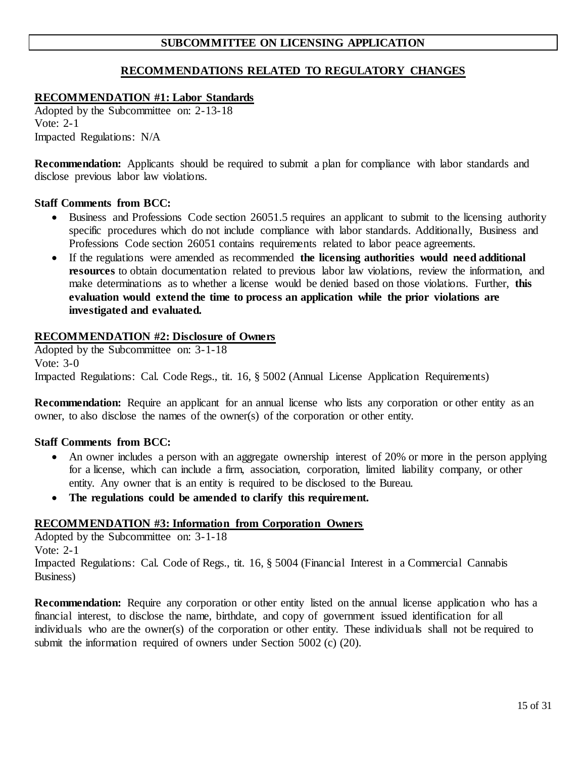## SUBCOMMITTEE ON LICENSING APPLICATION

### RECOMMENDATIONS RELATED TO REGULATORY CHANGES

**RECOMMENDATION #1: Labor Standards**

Adopted by the Subcommittee on: 2-13-18
Vote: 2-1
Impacted Regulations: N/A

**Recommendation:** Applicants should be required to submit a plan for compliance with labor standards and disclose previous labor law violations.

**Staff Comments from BCC:**

- Business and Professions Code section 26051.5 requires an applicant to submit to the licensing authority specific procedures which do not include compliance with labor standards. Additionally, Business and Professions Code section 26051 contains requirements related to labor peace agreements.
- If the regulations were amended as recommended **the licensing authorities would need additional resources** to obtain documentation related to previous labor law violations, review the information, and make determinations as to whether a license would be denied based on those violations. Further, **this evaluation would extend the time to process an application while the prior violations are investigated and evaluated.**

**RECOMMENDATION #2: Disclosure of Owners**

Adopted by the Subcommittee on: 3-1-18
Vote: 3-0
Impacted Regulations: Cal. Code Regs., tit. 16, § 5002 (Annual License Application Requirements)

**Recommendation:** Require an applicant for an annual license who lists any corporation or other entity as an owner, to also disclose the names of the owner(s) of the corporation or other entity.

**Staff Comments from BCC:**

- An owner includes a person with an aggregate ownership interest of 20% or more in the person applying for a license, which can include a firm, association, corporation, limited liability company, or other entity. Any owner that is an entity is required to be disclosed to the Bureau.
- **The regulations could be amended to clarify this requirement.**

**RECOMMENDATION #3: Information from Corporation Owners**

Adopted by the Subcommittee on: 3-1-18
Vote: 2-1
Impacted Regulations: Cal. Code of Regs., tit. 16, § 5004 (Financial Interest in a Commercial Cannabis Business)

**Recommendation:** Require any corporation or other entity listed on the annual license application who has a financial interest, to disclose the name, birthdate, and copy of government issued identification for all individuals who are the owner(s) of the corporation or other entity. These individuals shall not be required to submit the information required of owners under Section 5002 (c) (20).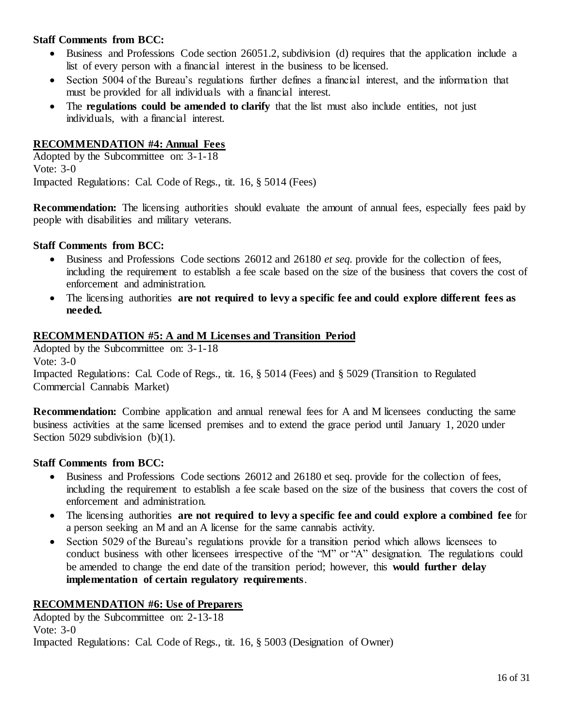**Staff Comments from BCC:**

- Business and Professions Code section 26051.2, subdivision (d) requires that the application include a list of every person with a financial interest in the business to be licensed.
- Section 5004 of the Bureau's regulations further defines a financial interest, and the information that must be provided for all individuals with a financial interest.
- The **regulations could be amended to clarify** that the list must also include entities, not just individuals, with a financial interest.

**RECOMMENDATION #4: Annual Fees**

Adopted by the Subcommittee on: 3-1-18
Vote: 3-0
Impacted Regulations: Cal. Code of Regs., tit. 16, § 5014 (Fees)

**Recommendation:** The licensing authorities should evaluate the amount of annual fees, especially fees paid by people with disabilities and military veterans.

**Staff Comments from BCC:**

- Business and Professions Code sections 26012 and 26180 *et seq.* provide for the collection of fees, including the requirement to establish a fee scale based on the size of the business that covers the cost of enforcement and administration.
- The licensing authorities **are not required to levy a specific fee and could explore different fees as needed.**

**RECOMMENDATION #5: A and M Licenses and Transition Period**

Adopted by the Subcommittee on: 3-1-18
Vote: 3-0
Impacted Regulations: Cal. Code of Regs., tit. 16, § 5014 (Fees) and § 5029 (Transition to Regulated Commercial Cannabis Market)

**Recommendation:** Combine application and annual renewal fees for A and M licensees conducting the same business activities at the same licensed premises and to extend the grace period until January 1, 2020 under Section 5029 subdivision (b)(1).

**Staff Comments from BCC:**

- Business and Professions Code sections 26012 and 26180 et seq. provide for the collection of fees, including the requirement to establish a fee scale based on the size of the business that covers the cost of enforcement and administration.
- The licensing authorities **are not required to levy a specific fee and could explore a combined fee** for a person seeking an M and an A license for the same cannabis activity.
- Section 5029 of the Bureau's regulations provide for a transition period which allows licensees to conduct business with other licensees irrespective of the "M" or "A" designation. The regulations could be amended to change the end date of the transition period; however, this **would further delay implementation of certain regulatory requirements**.

**RECOMMENDATION #6: Use of Preparers**

Adopted by the Subcommittee on: 2-13-18
Vote: 3-0
Impacted Regulations: Cal. Code of Regs., tit. 16, § 5003 (Designation of Owner)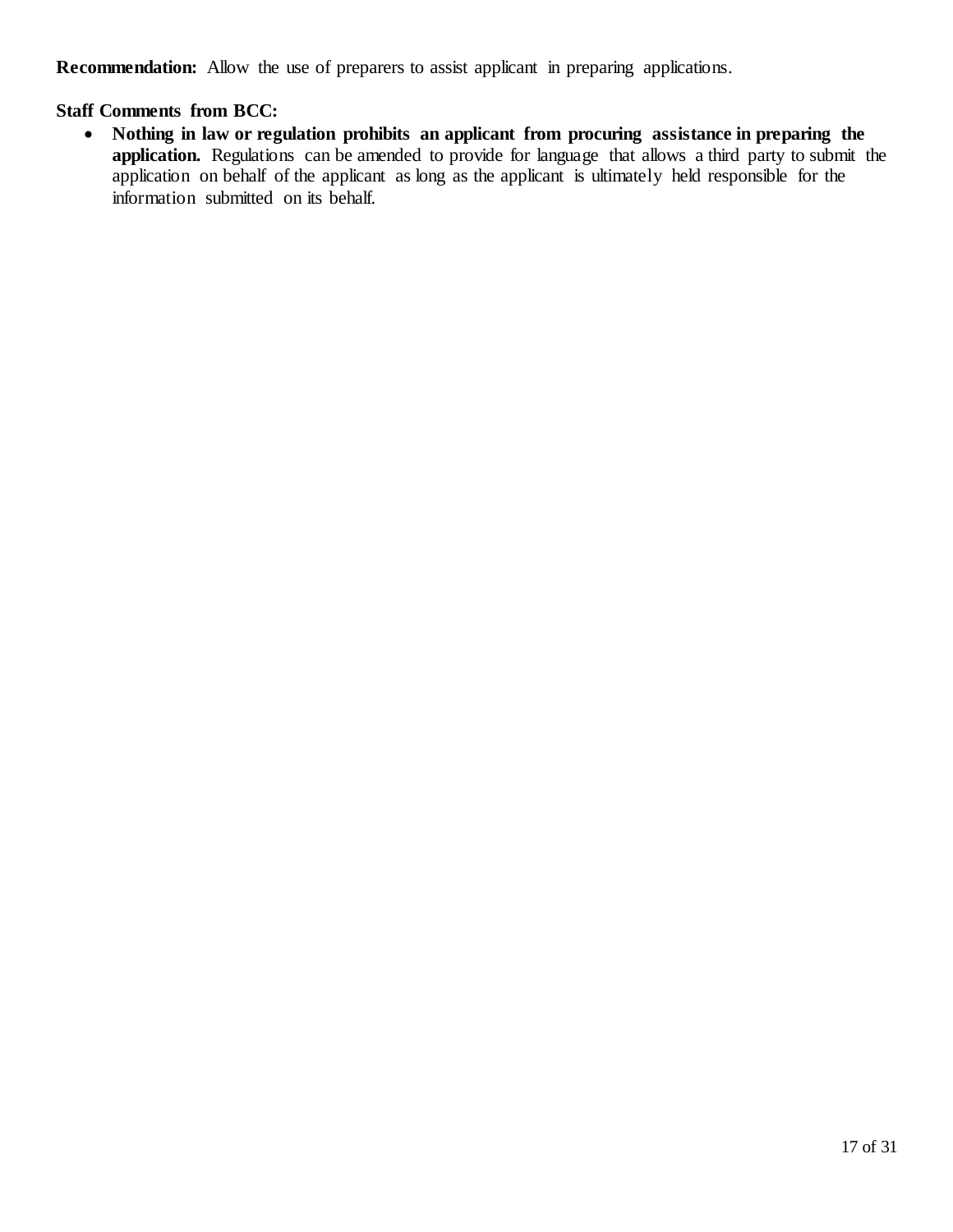**Recommendation:** Allow the use of preparers to assist applicant in preparing applications.

**Staff Comments from BCC:**

- **Nothing in law or regulation prohibits an applicant from procuring assistance in preparing the application.** Regulations can be amended to provide for language that allows a third party to submit the application on behalf of the applicant as long as the applicant is ultimately held responsible for the information submitted on its behalf.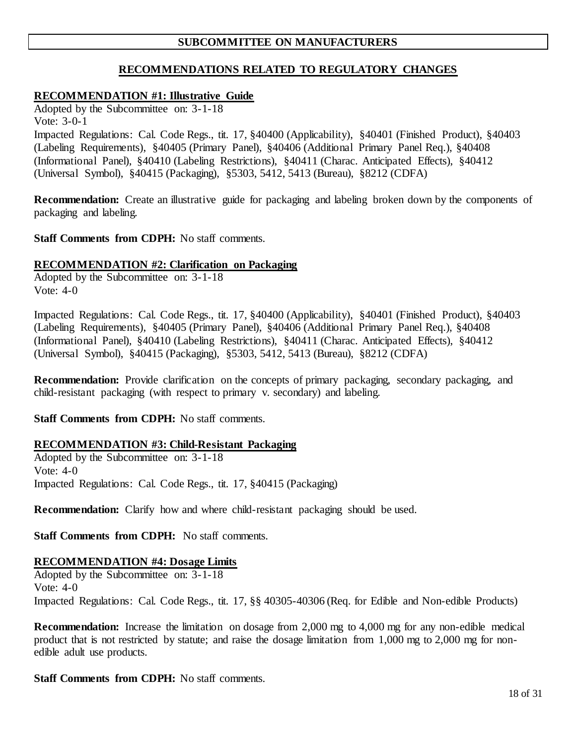## SUBCOMMITTEE ON MANUFACTURERS

### RECOMMENDATIONS RELATED TO REGULATORY CHANGES

**RECOMMENDATION #1: Illustrative Guide**

Adopted by the Subcommittee on: 3-1-18
Vote: 3-0-1
Impacted Regulations: Cal. Code Regs., tit. 17, §40400 (Applicability), §40401 (Finished Product), §40403 (Labeling Requirements), §40405 (Primary Panel), §40406 (Additional Primary Panel Req.), §40408 (Informational Panel), §40410 (Labeling Restrictions), §40411 (Charac. Anticipated Effects), §40412 (Universal Symbol), §40415 (Packaging), §5303, 5412, 5413 (Bureau), §8212 (CDFA)

**Recommendation:** Create an illustrative guide for packaging and labeling broken down by the components of packaging and labeling.

**Staff Comments from CDPH:** No staff comments.

**RECOMMENDATION #2: Clarification on Packaging**

Adopted by the Subcommittee on: 3-1-18
Vote: 4-0

Impacted Regulations: Cal. Code Regs., tit. 17, §40400 (Applicability), §40401 (Finished Product), §40403 (Labeling Requirements), §40405 (Primary Panel), §40406 (Additional Primary Panel Req.), §40408 (Informational Panel), §40410 (Labeling Restrictions), §40411 (Charac. Anticipated Effects), §40412 (Universal Symbol), §40415 (Packaging), §5303, 5412, 5413 (Bureau), §8212 (CDFA)

**Recommendation:** Provide clarification on the concepts of primary packaging, secondary packaging, and child-resistant packaging (with respect to primary v. secondary) and labeling.

**Staff Comments from CDPH:** No staff comments.

**RECOMMENDATION #3: Child-Resistant Packaging**

Adopted by the Subcommittee on: 3-1-18
Vote: 4-0
Impacted Regulations: Cal. Code Regs., tit. 17, §40415 (Packaging)

**Recommendation:** Clarify how and where child-resistant packaging should be used.

**Staff Comments from CDPH:** No staff comments.

**RECOMMENDATION #4: Dosage Limits**

Adopted by the Subcommittee on: 3-1-18
Vote: 4-0
Impacted Regulations: Cal. Code Regs., tit. 17, §§ 40305-40306 (Req. for Edible and Non-edible Products)

**Recommendation:** Increase the limitation on dosage from 2,000 mg to 4,000 mg for any non-edible medical product that is not restricted by statute; and raise the dosage limitation from 1,000 mg to 2,000 mg for non-edible adult use products.

**Staff Comments from CDPH:** No staff comments.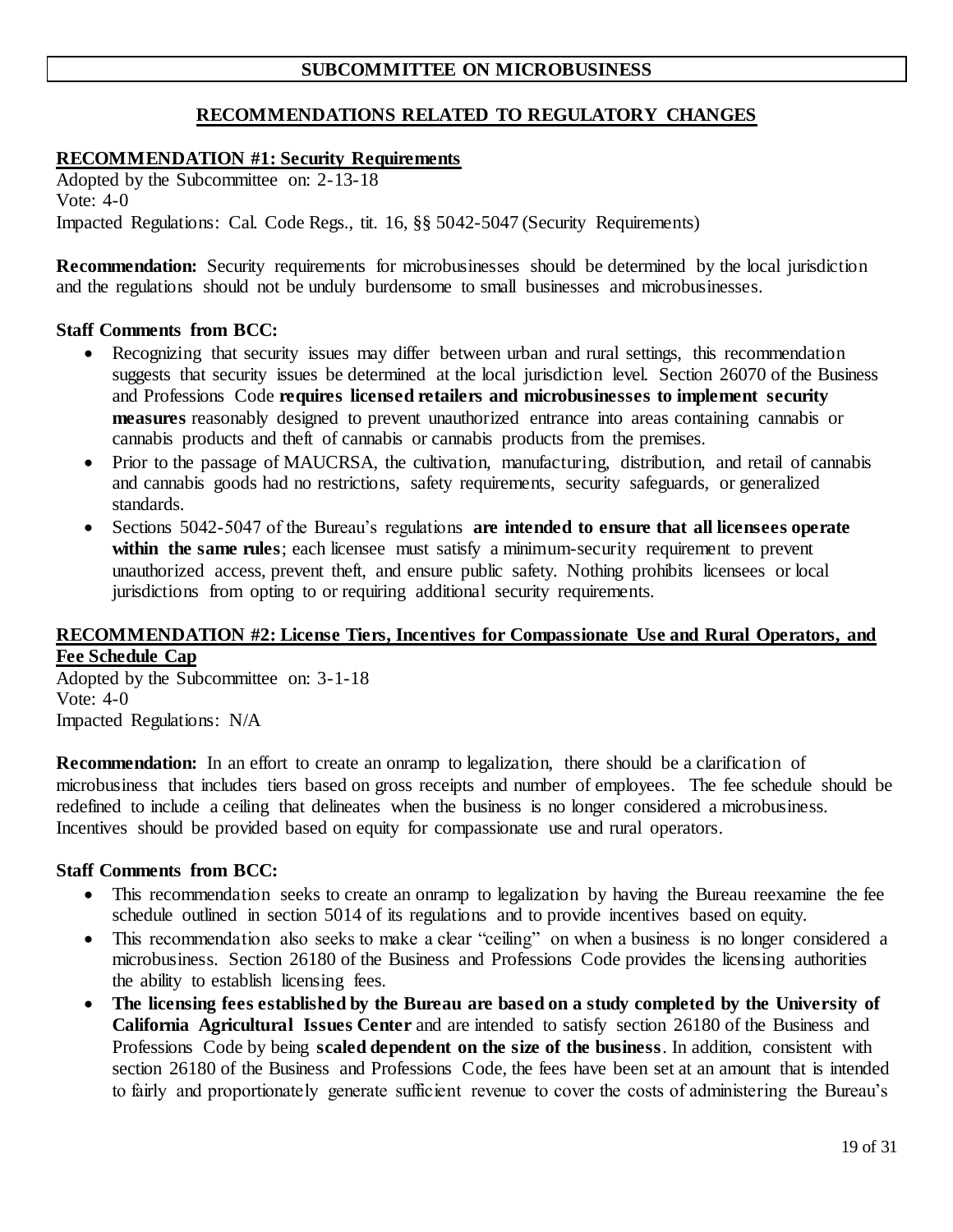## SUBCOMMITTEE ON MICROBUSINESS

### RECOMMENDATIONS RELATED TO REGULATORY CHANGES

**RECOMMENDATION #1: Security Requirements**

Adopted by the Subcommittee on: 2-13-18
Vote: 4-0
Impacted Regulations: Cal. Code Regs., tit. 16, §§ 5042-5047 (Security Requirements)

**Recommendation:** Security requirements for microbusinesses should be determined by the local jurisdiction and the regulations should not be unduly burdensome to small businesses and microbusinesses.

**Staff Comments from BCC:**

- Recognizing that security issues may differ between urban and rural settings, this recommendation suggests that security issues be determined at the local jurisdiction level. Section 26070 of the Business and Professions Code **requires licensed retailers and microbusinesses to implement security measures** reasonably designed to prevent unauthorized entrance into areas containing cannabis or cannabis products and theft of cannabis or cannabis products from the premises.
- Prior to the passage of MAUCRSA, the cultivation, manufacturing, distribution, and retail of cannabis and cannabis goods had no restrictions, safety requirements, security safeguards, or generalized standards.
- Sections 5042-5047 of the Bureau's regulations **are intended to ensure that all licensees operate within the same rules**; each licensee must satisfy a minimum-security requirement to prevent unauthorized access, prevent theft, and ensure public safety. Nothing prohibits licensees or local jurisdictions from opting to or requiring additional security requirements.

**RECOMMENDATION #2: License Tiers, Incentives for Compassionate Use and Rural Operators, and Fee Schedule Cap**

Adopted by the Subcommittee on: 3-1-18
Vote: 4-0
Impacted Regulations: N/A

**Recommendation:** In an effort to create an onramp to legalization, there should be a clarification of microbusiness that includes tiers based on gross receipts and number of employees. The fee schedule should be redefined to include a ceiling that delineates when the business is no longer considered a microbusiness. Incentives should be provided based on equity for compassionate use and rural operators.

**Staff Comments from BCC:**

- This recommendation seeks to create an onramp to legalization by having the Bureau reexamine the fee schedule outlined in section 5014 of its regulations and to provide incentives based on equity.
- This recommendation also seeks to make a clear "ceiling" on when a business is no longer considered a microbusiness. Section 26180 of the Business and Professions Code provides the licensing authorities the ability to establish licensing fees.
- **The licensing fees established by the Bureau are based on a study completed by the University of California Agricultural Issues Center** and are intended to satisfy section 26180 of the Business and Professions Code by being **scaled dependent on the size of the business**. In addition, consistent with section 26180 of the Business and Professions Code, the fees have been set at an amount that is intended to fairly and proportionately generate sufficient revenue to cover the costs of administering the Bureau's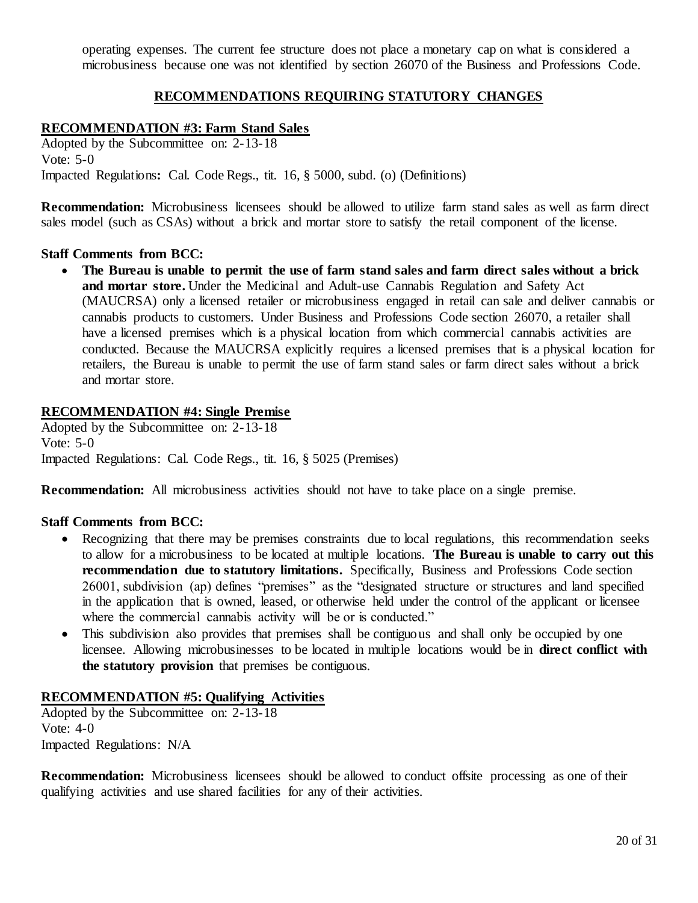operating expenses. The current fee structure does not place a monetary cap on what is considered a microbusiness because one was not identified by section 26070 of the Business and Professions Code.

## RECOMMENDATIONS REQUIRING STATUTORY CHANGES

### RECOMMENDATION #3: Farm Stand Sales

Adopted by the Subcommittee on: 2-13-18
Vote: 5-0
Impacted Regulations**:** Cal. Code Regs., tit. 16, § 5000, subd. (o) (Definitions)

**Recommendation:** Microbusiness licensees should be allowed to utilize farm stand sales as well as farm direct sales model (such as CSAs) without a brick and mortar store to satisfy the retail component of the license.

**Staff Comments from BCC:**

- **The Bureau is unable to permit the use of farm stand sales and farm direct sales without a brick and mortar store.** Under the Medicinal and Adult-use Cannabis Regulation and Safety Act (MAUCRSA) only a licensed retailer or microbusiness engaged in retail can sale and deliver cannabis or cannabis products to customers. Under Business and Professions Code section 26070, a retailer shall have a licensed premises which is a physical location from which commercial cannabis activities are conducted. Because the MAUCRSA explicitly requires a licensed premises that is a physical location for retailers, the Bureau is unable to permit the use of farm stand sales or farm direct sales without a brick and mortar store.

### RECOMMENDATION #4: Single Premise

Adopted by the Subcommittee on: 2-13-18
Vote: 5-0
Impacted Regulations: Cal. Code Regs., tit. 16, § 5025 (Premises)

**Recommendation:** All microbusiness activities should not have to take place on a single premise.

**Staff Comments from BCC:**

- Recognizing that there may be premises constraints due to local regulations, this recommendation seeks to allow for a microbusiness to be located at multiple locations. **The Bureau is unable to carry out this recommendation due to statutory limitations.** Specifically, Business and Professions Code section 26001, subdivision (ap) defines "premises" as the "designated structure or structures and land specified in the application that is owned, leased, or otherwise held under the control of the applicant or licensee where the commercial cannabis activity will be or is conducted."
- This subdivision also provides that premises shall be contiguous and shall only be occupied by one licensee. Allowing microbusinesses to be located in multiple locations would be in **direct conflict with the statutory provision** that premises be contiguous.

### RECOMMENDATION #5: Qualifying Activities

Adopted by the Subcommittee on: 2-13-18
Vote: 4-0
Impacted Regulations: N/A

**Recommendation:** Microbusiness licensees should be allowed to conduct offsite processing as one of their qualifying activities and use shared facilities for any of their activities.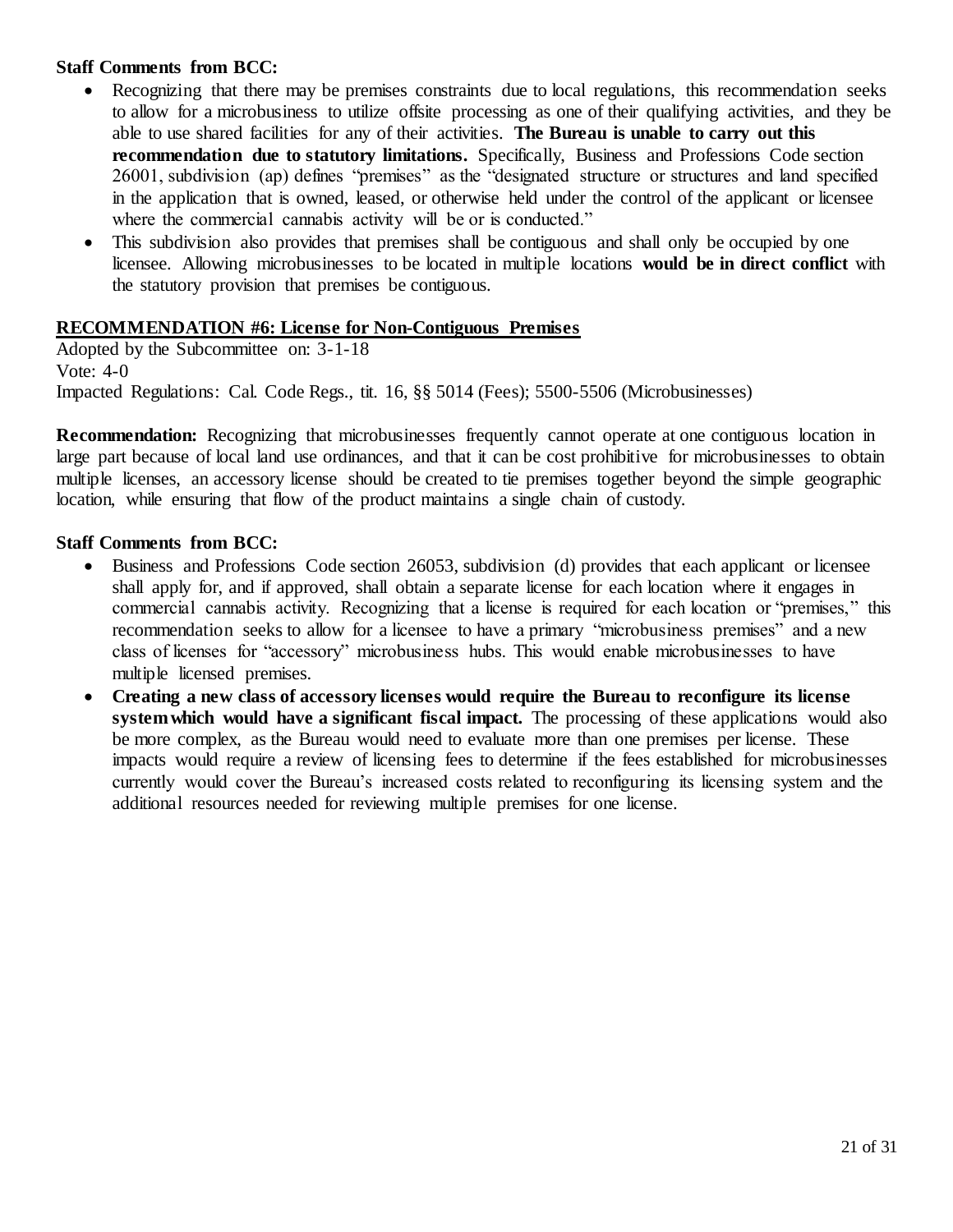**Staff Comments from BCC:**

- Recognizing that there may be premises constraints due to local regulations, this recommendation seeks to allow for a microbusiness to utilize offsite processing as one of their qualifying activities, and they be able to use shared facilities for any of their activities. **The Bureau is unable to carry out this recommendation due to statutory limitations.** Specifically, Business and Professions Code section 26001, subdivision (ap) defines "premises" as the "designated structure or structures and land specified in the application that is owned, leased, or otherwise held under the control of the applicant or licensee where the commercial cannabis activity will be or is conducted."
- This subdivision also provides that premises shall be contiguous and shall only be occupied by one licensee. Allowing microbusinesses to be located in multiple locations **would be in direct conflict** with the statutory provision that premises be contiguous.

**RECOMMENDATION #6: License for Non-Contiguous Premises**

Adopted by the Subcommittee on: 3-1-18
Vote: 4-0
Impacted Regulations: Cal. Code Regs., tit. 16, §§ 5014 (Fees); 5500-5506 (Microbusinesses)

**Recommendation:** Recognizing that microbusinesses frequently cannot operate at one contiguous location in large part because of local land use ordinances, and that it can be cost prohibitive for microbusinesses to obtain multiple licenses, an accessory license should be created to tie premises together beyond the simple geographic location, while ensuring that flow of the product maintains a single chain of custody.

**Staff Comments from BCC:**

- Business and Professions Code section 26053, subdivision (d) provides that each applicant or licensee shall apply for, and if approved, shall obtain a separate license for each location where it engages in commercial cannabis activity. Recognizing that a license is required for each location or "premises," this recommendation seeks to allow for a licensee to have a primary "microbusiness premises" and a new class of licenses for "accessory" microbusiness hubs. This would enable microbusinesses to have multiple licensed premises.
- **Creating a new class of accessory licenses would require the Bureau to reconfigure its license system which would have a significant fiscal impact.** The processing of these applications would also be more complex, as the Bureau would need to evaluate more than one premises per license. These impacts would require a review of licensing fees to determine if the fees established for microbusinesses currently would cover the Bureau's increased costs related to reconfiguring its licensing system and the additional resources needed for reviewing multiple premises for one license.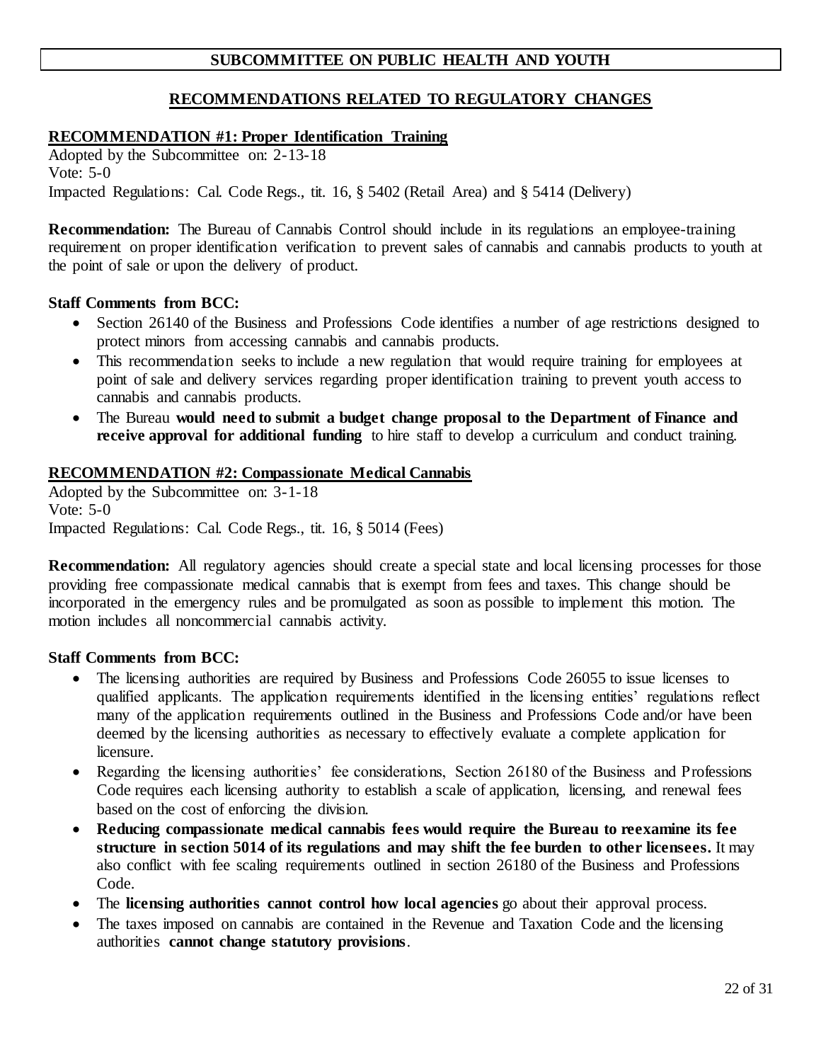## SUBCOMMITTEE ON PUBLIC HEALTH AND YOUTH

### RECOMMENDATIONS RELATED TO REGULATORY CHANGES

**RECOMMENDATION #1: Proper Identification Training**

Adopted by the Subcommittee on: 2-13-18
Vote: 5-0
Impacted Regulations: Cal. Code Regs., tit. 16, § 5402 (Retail Area) and § 5414 (Delivery)

**Recommendation:** The Bureau of Cannabis Control should include in its regulations an employee-training requirement on proper identification verification to prevent sales of cannabis and cannabis products to youth at the point of sale or upon the delivery of product.

**Staff Comments from BCC:**

- Section 26140 of the Business and Professions Code identifies a number of age restrictions designed to protect minors from accessing cannabis and cannabis products.
- This recommendation seeks to include a new regulation that would require training for employees at point of sale and delivery services regarding proper identification training to prevent youth access to cannabis and cannabis products.
- The Bureau **would need to submit a budget change proposal to the Department of Finance and receive approval for additional funding** to hire staff to develop a curriculum and conduct training.

**RECOMMENDATION #2: Compassionate Medical Cannabis**

Adopted by the Subcommittee on: 3-1-18
Vote: 5-0
Impacted Regulations: Cal. Code Regs., tit. 16, § 5014 (Fees)

**Recommendation:** All regulatory agencies should create a special state and local licensing processes for those providing free compassionate medical cannabis that is exempt from fees and taxes. This change should be incorporated in the emergency rules and be promulgated as soon as possible to implement this motion. The motion includes all noncommercial cannabis activity.

**Staff Comments from BCC:**

- The licensing authorities are required by Business and Professions Code 26055 to issue licenses to qualified applicants. The application requirements identified in the licensing entities' regulations reflect many of the application requirements outlined in the Business and Professions Code and/or have been deemed by the licensing authorities as necessary to effectively evaluate a complete application for licensure.
- Regarding the licensing authorities' fee considerations, Section 26180 of the Business and Professions Code requires each licensing authority to establish a scale of application, licensing, and renewal fees based on the cost of enforcing the division.
- **Reducing compassionate medical cannabis fees would require the Bureau to reexamine its fee structure in section 5014 of its regulations and may shift the fee burden to other licensees.** It may also conflict with fee scaling requirements outlined in section 26180 of the Business and Professions Code.
- The **licensing authorities cannot control how local agencies** go about their approval process.
- The taxes imposed on cannabis are contained in the Revenue and Taxation Code and the licensing authorities **cannot change statutory provisions**.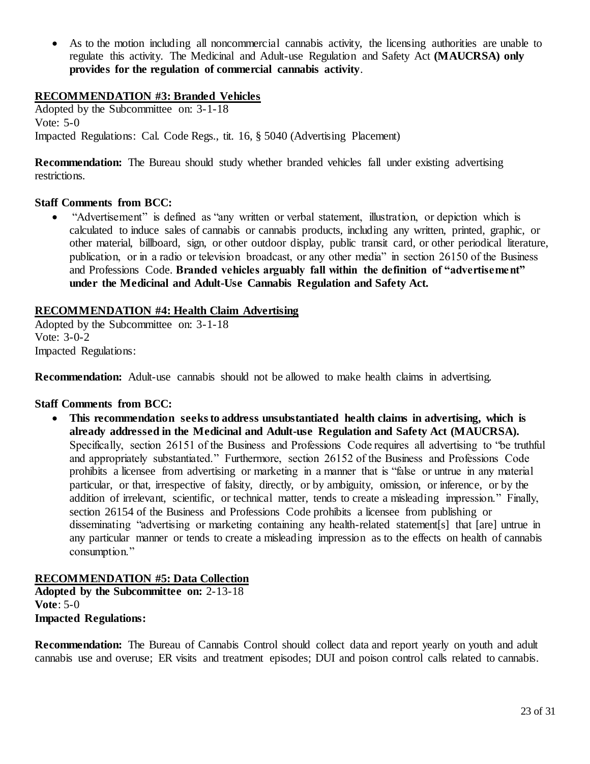- As to the motion including all noncommercial cannabis activity, the licensing authorities are unable to regulate this activity. The Medicinal and Adult-use Regulation and Safety Act **(MAUCRSA) only provides for the regulation of commercial cannabis activity**.

## RECOMMENDATION #3: Branded Vehicles

Adopted by the Subcommittee on: 3-1-18
Vote: 5-0
Impacted Regulations: Cal. Code Regs., tit. 16, § 5040 (Advertising Placement)

**Recommendation:** The Bureau should study whether branded vehicles fall under existing advertising restrictions.

**Staff Comments from BCC:**

- "Advertisement" is defined as "any written or verbal statement, illustration, or depiction which is calculated to induce sales of cannabis or cannabis products, including any written, printed, graphic, or other material, billboard, sign, or other outdoor display, public transit card, or other periodical literature, publication, or in a radio or television broadcast, or any other media" in section 26150 of the Business and Professions Code. **Branded vehicles arguably fall within the definition of "advertisement" under the Medicinal and Adult-Use Cannabis Regulation and Safety Act.**

## RECOMMENDATION #4: Health Claim Advertising

Adopted by the Subcommittee on: 3-1-18
Vote: 3-0-2
Impacted Regulations:

**Recommendation:** Adult-use cannabis should not be allowed to make health claims in advertising.

**Staff Comments from BCC:**

- **This recommendation seeks to address unsubstantiated health claims in advertising, which is already addressed in the Medicinal and Adult-use Regulation and Safety Act (MAUCRSA).** Specifically, section 26151 of the Business and Professions Code requires all advertising to "be truthful and appropriately substantiated." Furthermore, section 26152 of the Business and Professions Code prohibits a licensee from advertising or marketing in a manner that is "false or untrue in any material particular, or that, irrespective of falsity, directly, or by ambiguity, omission, or inference, or by the addition of irrelevant, scientific, or technical matter, tends to create a misleading impression." Finally, section 26154 of the Business and Professions Code prohibits a licensee from publishing or disseminating "advertising or marketing containing any health-related statement[s] that [are] untrue in any particular manner or tends to create a misleading impression as to the effects on health of cannabis consumption."

## RECOMMENDATION #5: Data Collection

**Adopted by the Subcommittee on:** 2-13-18
**Vote**: 5-0
**Impacted Regulations:**

**Recommendation:** The Bureau of Cannabis Control should collect data and report yearly on youth and adult cannabis use and overuse; ER visits and treatment episodes; DUI and poison control calls related to cannabis.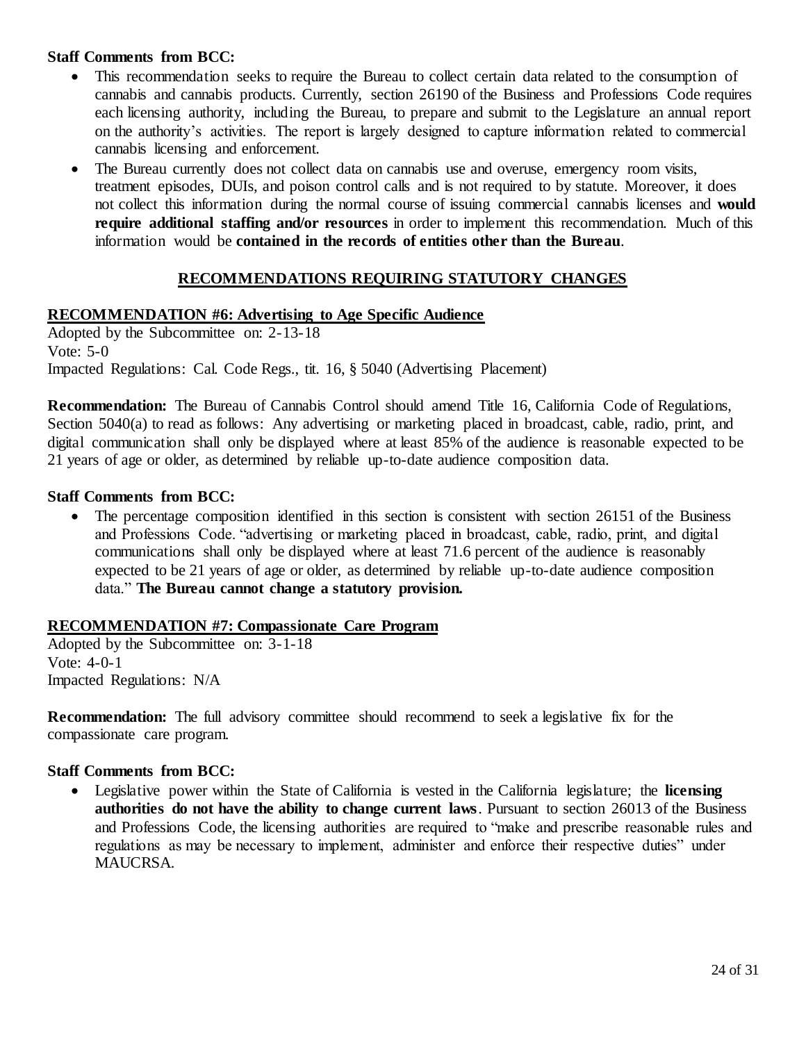**Staff Comments from BCC:**

- This recommendation seeks to require the Bureau to collect certain data related to the consumption of cannabis and cannabis products. Currently, section 26190 of the Business and Professions Code requires each licensing authority, including the Bureau, to prepare and submit to the Legislature an annual report on the authority's activities. The report is largely designed to capture information related to commercial cannabis licensing and enforcement.
- The Bureau currently does not collect data on cannabis use and overuse, emergency room visits, treatment episodes, DUIs, and poison control calls and is not required to by statute. Moreover, it does not collect this information during the normal course of issuing commercial cannabis licenses and **would require additional staffing and/or resources** in order to implement this recommendation. Much of this information would be **contained in the records of entities other than the Bureau**.

## RECOMMENDATIONS REQUIRING STATUTORY CHANGES

### RECOMMENDATION #6: Advertising to Age Specific Audience

Adopted by the Subcommittee on: 2-13-18
Vote: 5-0
Impacted Regulations: Cal. Code Regs., tit. 16, § 5040 (Advertising Placement)

**Recommendation:** The Bureau of Cannabis Control should amend Title 16, California Code of Regulations, Section 5040(a) to read as follows: Any advertising or marketing placed in broadcast, cable, radio, print, and digital communication shall only be displayed where at least 85% of the audience is reasonable expected to be 21 years of age or older, as determined by reliable up-to-date audience composition data.

**Staff Comments from BCC:**

- The percentage composition identified in this section is consistent with section 26151 of the Business and Professions Code. "advertising or marketing placed in broadcast, cable, radio, print, and digital communications shall only be displayed where at least 71.6 percent of the audience is reasonably expected to be 21 years of age or older, as determined by reliable up-to-date audience composition data." **The Bureau cannot change a statutory provision.**

### RECOMMENDATION #7: Compassionate Care Program

Adopted by the Subcommittee on: 3-1-18
Vote: 4-0-1
Impacted Regulations: N/A

**Recommendation:** The full advisory committee should recommend to seek a legislative fix for the compassionate care program.

**Staff Comments from BCC:**

- Legislative power within the State of California is vested in the California legislature; the **licensing authorities do not have the ability to change current laws**. Pursuant to section 26013 of the Business and Professions Code, the licensing authorities are required to "make and prescribe reasonable rules and regulations as may be necessary to implement, administer and enforce their respective duties" under MAUCRSA.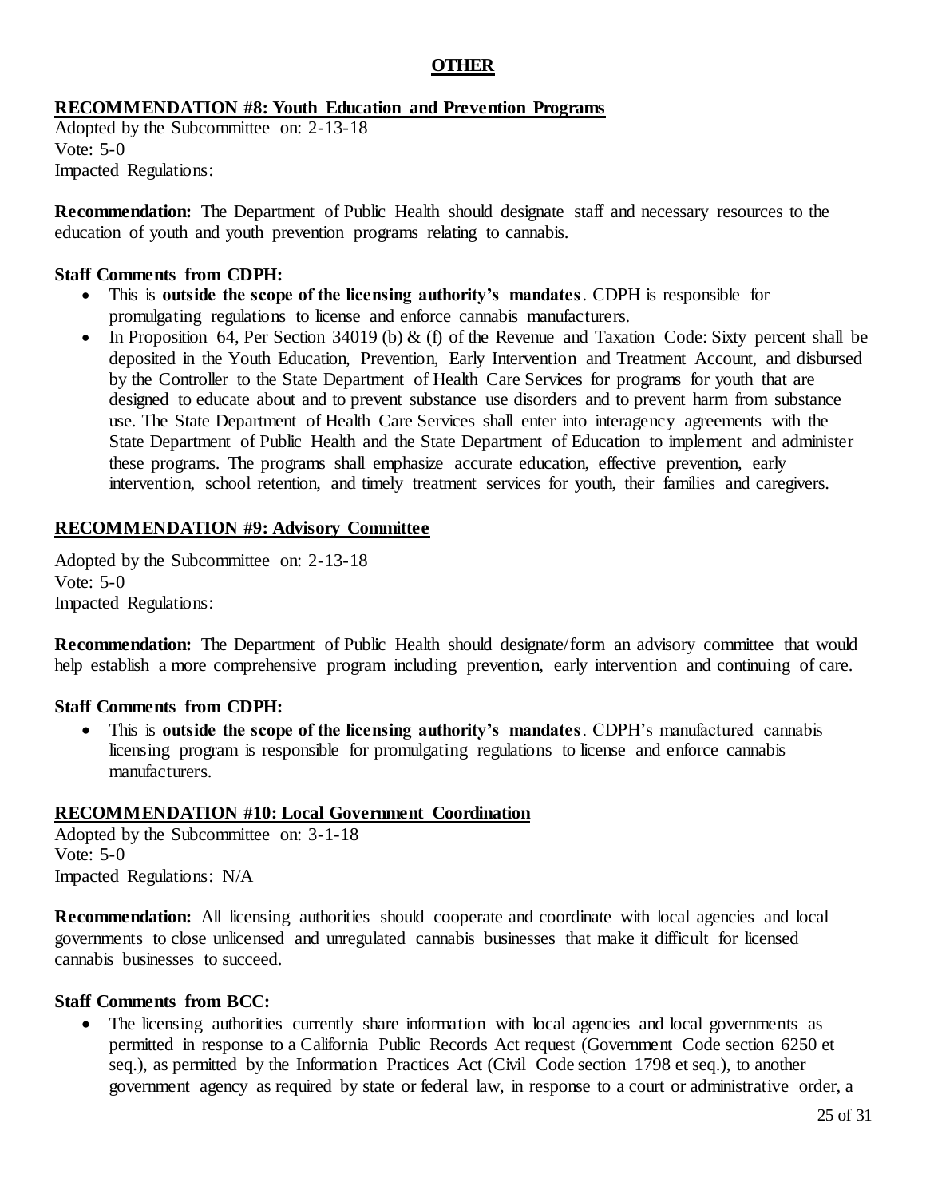## OTHER

### RECOMMENDATION #8: Youth Education and Prevention Programs

Adopted by the Subcommittee on: 2-13-18
Vote: 5-0
Impacted Regulations:

**Recommendation:** The Department of Public Health should designate staff and necessary resources to the education of youth and youth prevention programs relating to cannabis.

**Staff Comments from CDPH:**

- This is **outside the scope of the licensing authority's mandates**. CDPH is responsible for promulgating regulations to license and enforce cannabis manufacturers.
- In Proposition 64, Per Section 34019 (b) & (f) of the Revenue and Taxation Code: Sixty percent shall be deposited in the Youth Education, Prevention, Early Intervention and Treatment Account, and disbursed by the Controller to the State Department of Health Care Services for programs for youth that are designed to educate about and to prevent substance use disorders and to prevent harm from substance use. The State Department of Health Care Services shall enter into interagency agreements with the State Department of Public Health and the State Department of Education to implement and administer these programs. The programs shall emphasize accurate education, effective prevention, early intervention, school retention, and timely treatment services for youth, their families and caregivers.

### RECOMMENDATION #9: Advisory Committee

Adopted by the Subcommittee on: 2-13-18
Vote: 5-0
Impacted Regulations:

**Recommendation:** The Department of Public Health should designate/form an advisory committee that would help establish a more comprehensive program including prevention, early intervention and continuing of care.

**Staff Comments from CDPH:**

- This is **outside the scope of the licensing authority's mandates**. CDPH's manufactured cannabis licensing program is responsible for promulgating regulations to license and enforce cannabis manufacturers.

### RECOMMENDATION #10: Local Government Coordination

Adopted by the Subcommittee on: 3-1-18
Vote: 5-0
Impacted Regulations: N/A

**Recommendation:** All licensing authorities should cooperate and coordinate with local agencies and local governments to close unlicensed and unregulated cannabis businesses that make it difficult for licensed cannabis businesses to succeed.

**Staff Comments from BCC:**

- The licensing authorities currently share information with local agencies and local governments as permitted in response to a California Public Records Act request (Government Code section 6250 et seq.), as permitted by the Information Practices Act (Civil Code section 1798 et seq.), to another government agency as required by state or federal law, in response to a court or administrative order, a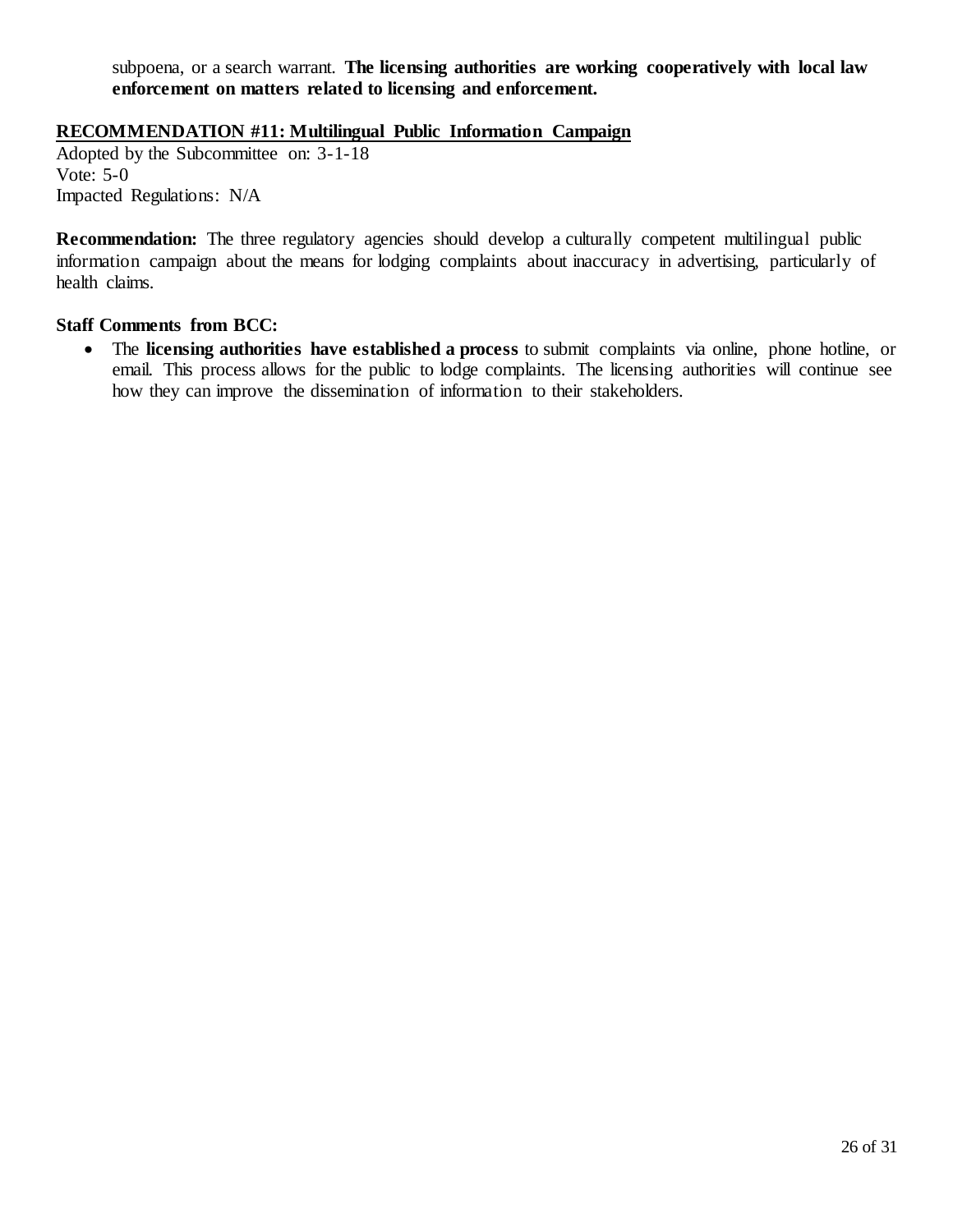subpoena, or a search warrant. **The licensing authorities are working cooperatively with local law enforcement on matters related to licensing and enforcement.**

**RECOMMENDATION #11: Multilingual Public Information Campaign**

Adopted by the Subcommittee on: 3-1-18
Vote: 5-0
Impacted Regulations: N/A

**Recommendation:** The three regulatory agencies should develop a culturally competent multilingual public information campaign about the means for lodging complaints about inaccuracy in advertising, particularly of health claims.

**Staff Comments from BCC:**

- The **licensing authorities have established a process** to submit complaints via online, phone hotline, or email. This process allows for the public to lodge complaints. The licensing authorities will continue see how they can improve the dissemination of information to their stakeholders.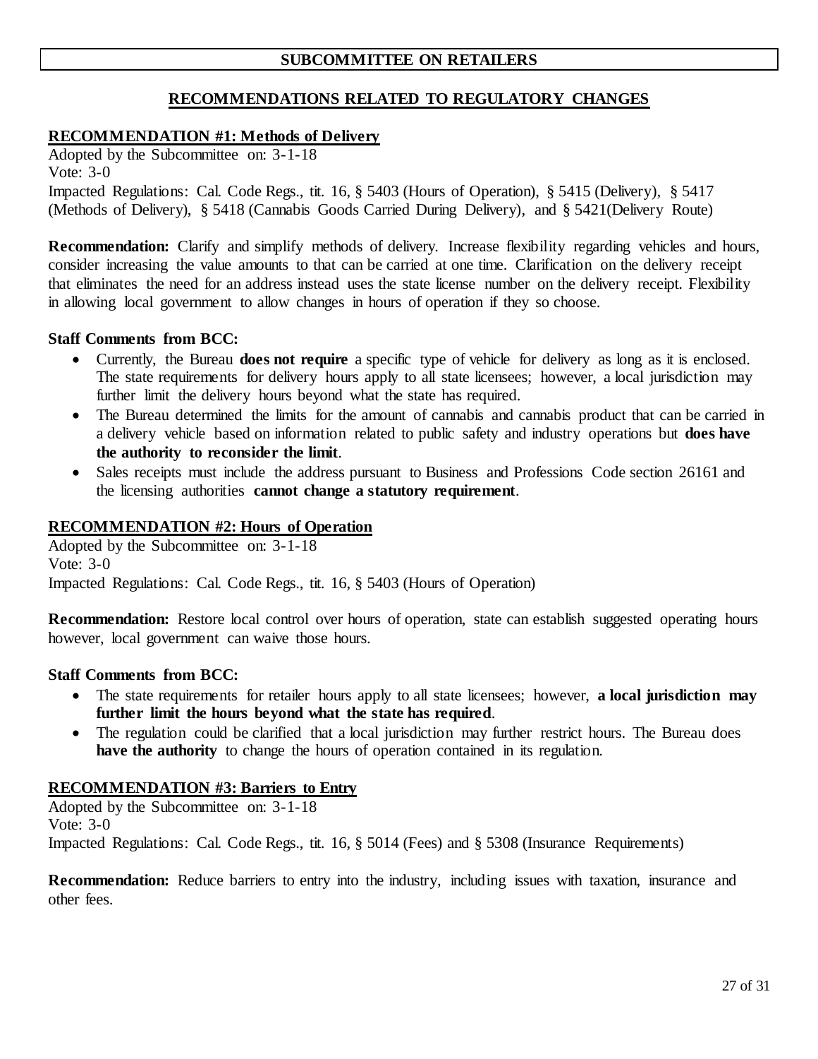## SUBCOMMITTEE ON RETAILERS

### RECOMMENDATIONS RELATED TO REGULATORY CHANGES

**RECOMMENDATION #1: Methods of Delivery**

Adopted by the Subcommittee on: 3-1-18
Vote: 3-0
Impacted Regulations: Cal. Code Regs., tit. 16, § 5403 (Hours of Operation), § 5415 (Delivery), § 5417 (Methods of Delivery), § 5418 (Cannabis Goods Carried During Delivery), and § 5421(Delivery Route)

**Recommendation:** Clarify and simplify methods of delivery. Increase flexibility regarding vehicles and hours, consider increasing the value amounts to that can be carried at one time. Clarification on the delivery receipt that eliminates the need for an address instead uses the state license number on the delivery receipt. Flexibility in allowing local government to allow changes in hours of operation if they so choose.

**Staff Comments from BCC:**

- Currently, the Bureau **does not require** a specific type of vehicle for delivery as long as it is enclosed. The state requirements for delivery hours apply to all state licensees; however, a local jurisdiction may further limit the delivery hours beyond what the state has required.
- The Bureau determined the limits for the amount of cannabis and cannabis product that can be carried in a delivery vehicle based on information related to public safety and industry operations but **does have the authority to reconsider the limit**.
- Sales receipts must include the address pursuant to Business and Professions Code section 26161 and the licensing authorities **cannot change a statutory requirement**.

**RECOMMENDATION #2: Hours of Operation**

Adopted by the Subcommittee on: 3-1-18
Vote: 3-0
Impacted Regulations: Cal. Code Regs., tit. 16, § 5403 (Hours of Operation)

**Recommendation:** Restore local control over hours of operation, state can establish suggested operating hours however, local government can waive those hours.

**Staff Comments from BCC:**

- The state requirements for retailer hours apply to all state licensees; however, **a local jurisdiction may further limit the hours beyond what the state has required**.
- The regulation could be clarified that a local jurisdiction may further restrict hours. The Bureau does **have the authority** to change the hours of operation contained in its regulation.

**RECOMMENDATION #3: Barriers to Entry**

Adopted by the Subcommittee on: 3-1-18
Vote: 3-0
Impacted Regulations: Cal. Code Regs., tit. 16, § 5014 (Fees) and § 5308 (Insurance Requirements)

**Recommendation:** Reduce barriers to entry into the industry, including issues with taxation, insurance and other fees.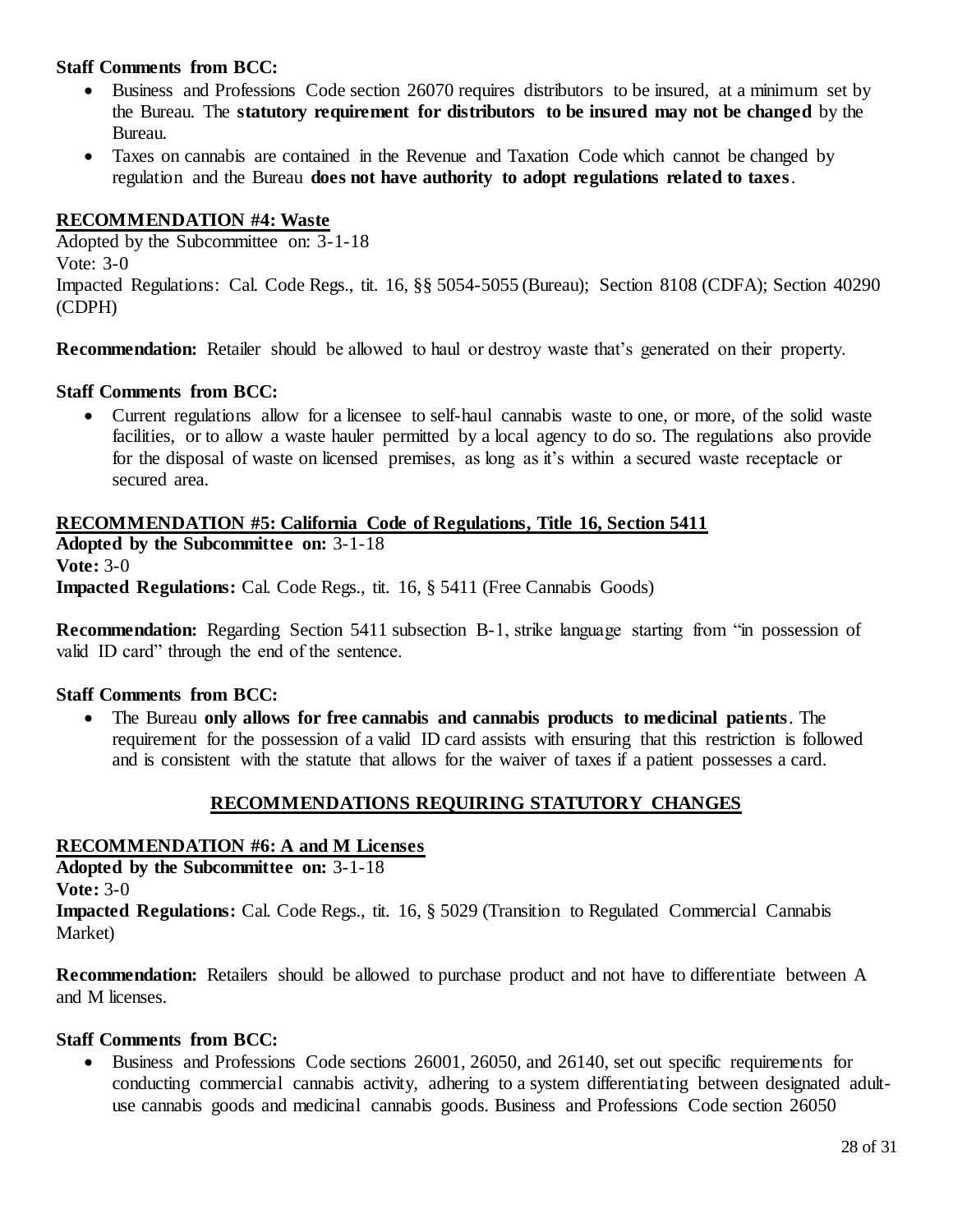**Staff Comments from BCC:**

- Business and Professions Code section 26070 requires distributors to be insured, at a minimum set by the Bureau. The **statutory requirement for distributors to be insured may not be changed** by the Bureau.
- Taxes on cannabis are contained in the Revenue and Taxation Code which cannot be changed by regulation and the Bureau **does not have authority to adopt regulations related to taxes**.

**RECOMMENDATION #4: Waste**

Adopted by the Subcommittee on: 3-1-18
Vote: 3-0
Impacted Regulations: Cal. Code Regs., tit. 16, §§ 5054-5055 (Bureau); Section 8108 (CDFA); Section 40290 (CDPH)

**Recommendation:** Retailer should be allowed to haul or destroy waste that's generated on their property.

**Staff Comments from BCC:**

- Current regulations allow for a licensee to self-haul cannabis waste to one, or more, of the solid waste facilities, or to allow a waste hauler permitted by a local agency to do so. The regulations also provide for the disposal of waste on licensed premises, as long as it's within a secured waste receptacle or secured area.

**RECOMMENDATION #5: California Code of Regulations, Title 16, Section 5411**

**Adopted by the Subcommittee on:** 3-1-18
**Vote:** 3-0
**Impacted Regulations:** Cal. Code Regs., tit. 16, § 5411 (Free Cannabis Goods)

**Recommendation:** Regarding Section 5411 subsection B-1, strike language starting from "in possession of valid ID card" through the end of the sentence.

**Staff Comments from BCC:**

- The Bureau **only allows for free cannabis and cannabis products to medicinal patients**. The requirement for the possession of a valid ID card assists with ensuring that this restriction is followed and is consistent with the statute that allows for the waiver of taxes if a patient possesses a card.

## RECOMMENDATIONS REQUIRING STATUTORY CHANGES

**RECOMMENDATION #6: A and M Licenses**

**Adopted by the Subcommittee on:** 3-1-18
**Vote:** 3-0
**Impacted Regulations:** Cal. Code Regs., tit. 16, § 5029 (Transition to Regulated Commercial Cannabis Market)

**Recommendation:** Retailers should be allowed to purchase product and not have to differentiate between A and M licenses.

**Staff Comments from BCC:**

- Business and Professions Code sections 26001, 26050, and 26140, set out specific requirements for conducting commercial cannabis activity, adhering to a system differentiating between designated adult-use cannabis goods and medicinal cannabis goods. Business and Professions Code section 26050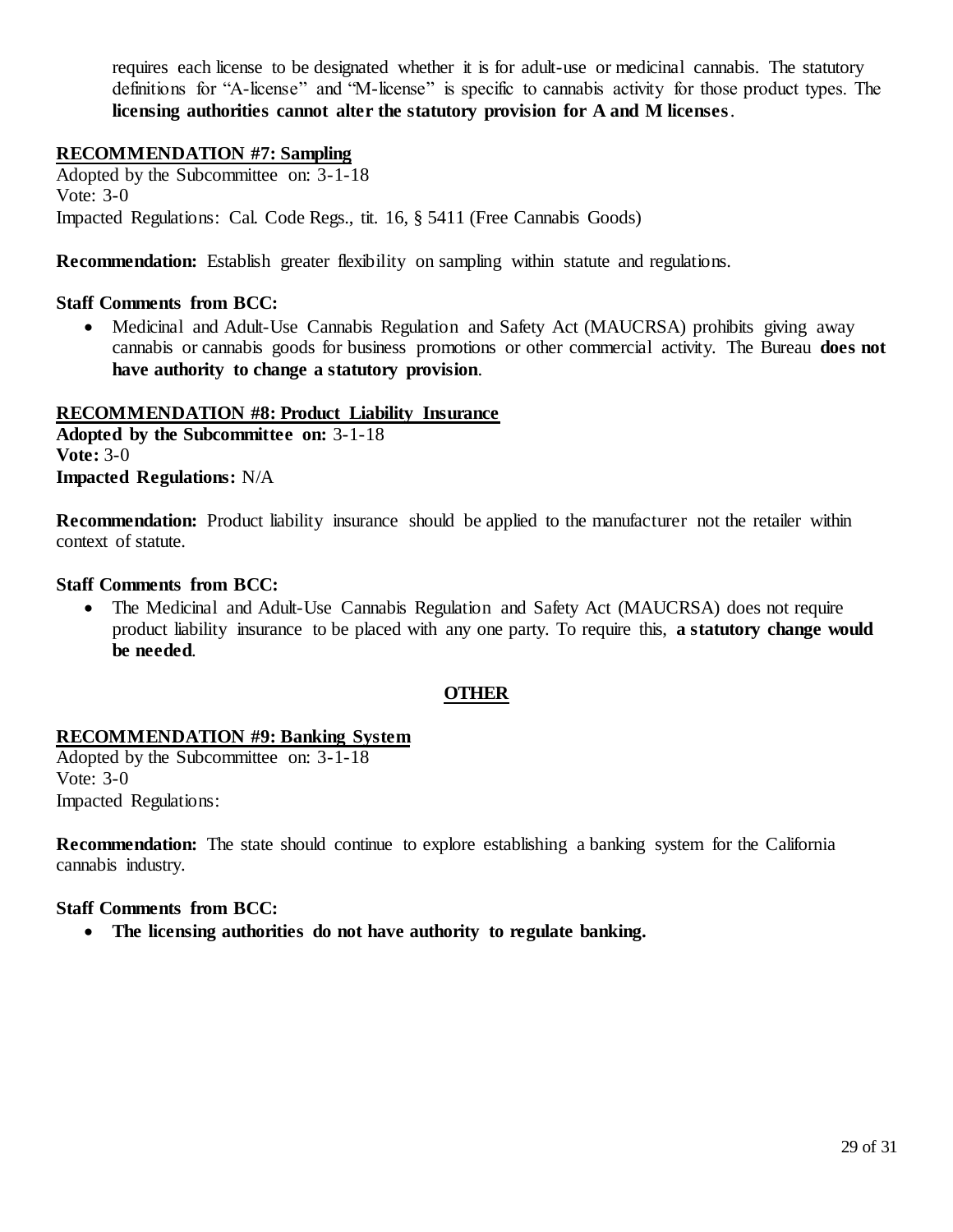requires each license to be designated whether it is for adult-use or medicinal cannabis. The statutory definitions for "A-license" and "M-license" is specific to cannabis activity for those product types. The **licensing authorities cannot alter the statutory provision for A and M licenses**.

**RECOMMENDATION #7: Sampling**

Adopted by the Subcommittee on: 3-1-18
Vote: 3-0
Impacted Regulations: Cal. Code Regs., tit. 16, § 5411 (Free Cannabis Goods)

**Recommendation:** Establish greater flexibility on sampling within statute and regulations.

**Staff Comments from BCC:**

- Medicinal and Adult-Use Cannabis Regulation and Safety Act (MAUCRSA) prohibits giving away cannabis or cannabis goods for business promotions or other commercial activity. The Bureau **does not have authority to change a statutory provision**.

**RECOMMENDATION #8: Product Liability Insurance**

**Adopted by the Subcommittee on:** 3-1-18
**Vote:** 3-0
**Impacted Regulations:** N/A

**Recommendation:** Product liability insurance should be applied to the manufacturer not the retailer within context of statute.

**Staff Comments from BCC:**

- The Medicinal and Adult-Use Cannabis Regulation and Safety Act (MAUCRSA) does not require product liability insurance to be placed with any one party. To require this, **a statutory change would be needed**.

## OTHER

**RECOMMENDATION #9: Banking System**

Adopted by the Subcommittee on: 3-1-18
Vote: 3-0
Impacted Regulations:

**Recommendation:** The state should continue to explore establishing a banking system for the California cannabis industry.

**Staff Comments from BCC:**

- **The licensing authorities do not have authority to regulate banking.**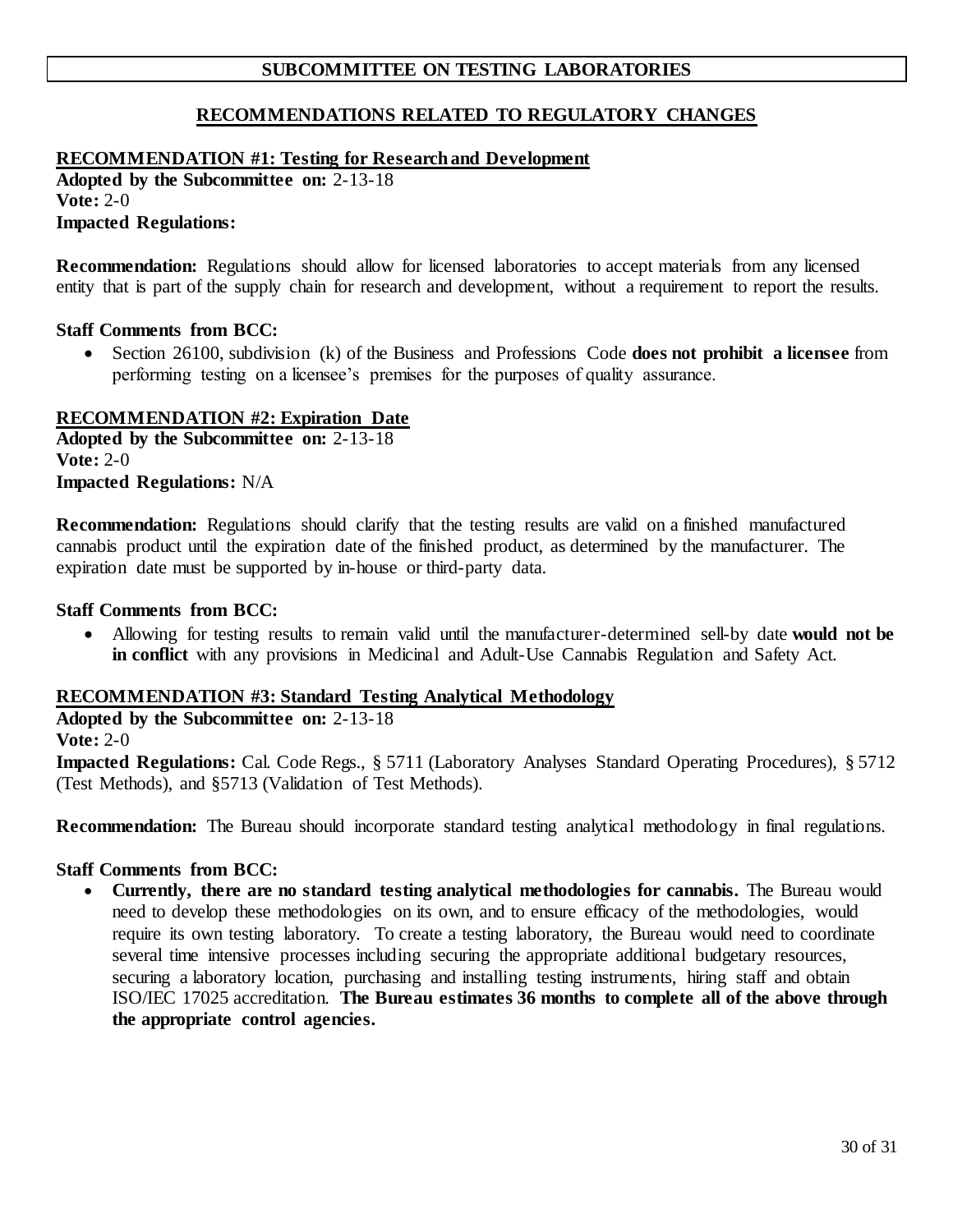## SUBCOMMITTEE ON TESTING LABORATORIES

### RECOMMENDATIONS RELATED TO REGULATORY CHANGES

**RECOMMENDATION #1: Testing for Research and Development**
**Adopted by the Subcommittee on:** 2-13-18
**Vote:** 2-0
**Impacted Regulations:**

**Recommendation:** Regulations should allow for licensed laboratories to accept materials from any licensed entity that is part of the supply chain for research and development, without a requirement to report the results.

**Staff Comments from BCC:**

- Section 26100, subdivision (k) of the Business and Professions Code **does not prohibit a licensee** from performing testing on a licensee's premises for the purposes of quality assurance.

**RECOMMENDATION #2: Expiration Date**
**Adopted by the Subcommittee on:** 2-13-18
**Vote:** 2-0
**Impacted Regulations:** N/A

**Recommendation:** Regulations should clarify that the testing results are valid on a finished manufactured cannabis product until the expiration date of the finished product, as determined by the manufacturer. The expiration date must be supported by in-house or third-party data.

**Staff Comments from BCC:**

- Allowing for testing results to remain valid until the manufacturer-determined sell-by date **would not be in conflict** with any provisions in Medicinal and Adult-Use Cannabis Regulation and Safety Act.

**RECOMMENDATION #3: Standard Testing Analytical Methodology**
**Adopted by the Subcommittee on:** 2-13-18
**Vote:** 2-0
**Impacted Regulations:** Cal. Code Regs., § 5711 (Laboratory Analyses Standard Operating Procedures), § 5712 (Test Methods), and §5713 (Validation of Test Methods).

**Recommendation:** The Bureau should incorporate standard testing analytical methodology in final regulations.

**Staff Comments from BCC:**

- **Currently, there are no standard testing analytical methodologies for cannabis.** The Bureau would need to develop these methodologies on its own, and to ensure efficacy of the methodologies, would require its own testing laboratory. To create a testing laboratory, the Bureau would need to coordinate several time intensive processes including securing the appropriate additional budgetary resources, securing a laboratory location, purchasing and installing testing instruments, hiring staff and obtain ISO/IEC 17025 accreditation. **The Bureau estimates 36 months to complete all of the above through the appropriate control agencies.**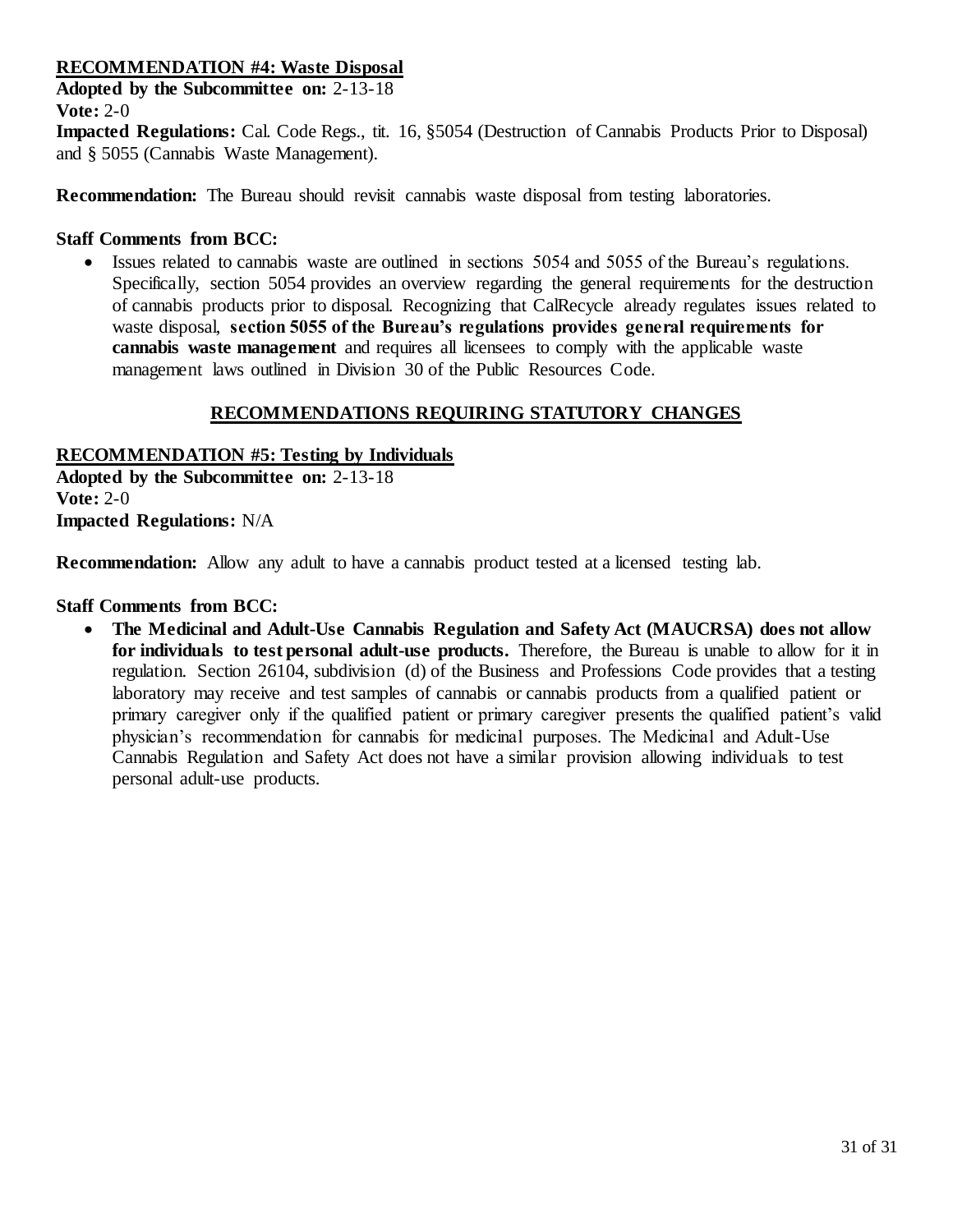**RECOMMENDATION #4: Waste Disposal**

**Adopted by the Subcommittee on:** 2-13-18

**Vote:** 2-0

**Impacted Regulations:** Cal. Code Regs., tit. 16, §5054 (Destruction of Cannabis Products Prior to Disposal) and § 5055 (Cannabis Waste Management).

**Recommendation:** The Bureau should revisit cannabis waste disposal from testing laboratories.

**Staff Comments from BCC:**

- Issues related to cannabis waste are outlined in sections 5054 and 5055 of the Bureau's regulations. Specifically, section 5054 provides an overview regarding the general requirements for the destruction of cannabis products prior to disposal. Recognizing that CalRecycle already regulates issues related to waste disposal, **section 5055 of the Bureau's regulations provides general requirements for cannabis waste management** and requires all licensees to comply with the applicable waste management laws outlined in Division 30 of the Public Resources Code.

## RECOMMENDATIONS REQUIRING STATUTORY CHANGES

**RECOMMENDATION #5: Testing by Individuals**

**Adopted by the Subcommittee on:** 2-13-18

**Vote:** 2-0

**Impacted Regulations:** N/A

**Recommendation:** Allow any adult to have a cannabis product tested at a licensed testing lab.

**Staff Comments from BCC:**

- **The Medicinal and Adult-Use Cannabis Regulation and Safety Act (MAUCRSA) does not allow for individuals to test personal adult-use products.** Therefore, the Bureau is unable to allow for it in regulation. Section 26104, subdivision (d) of the Business and Professions Code provides that a testing laboratory may receive and test samples of cannabis or cannabis products from a qualified patient or primary caregiver only if the qualified patient or primary caregiver presents the qualified patient's valid physician's recommendation for cannabis for medicinal purposes. The Medicinal and Adult-Use Cannabis Regulation and Safety Act does not have a similar provision allowing individuals to test personal adult-use products.